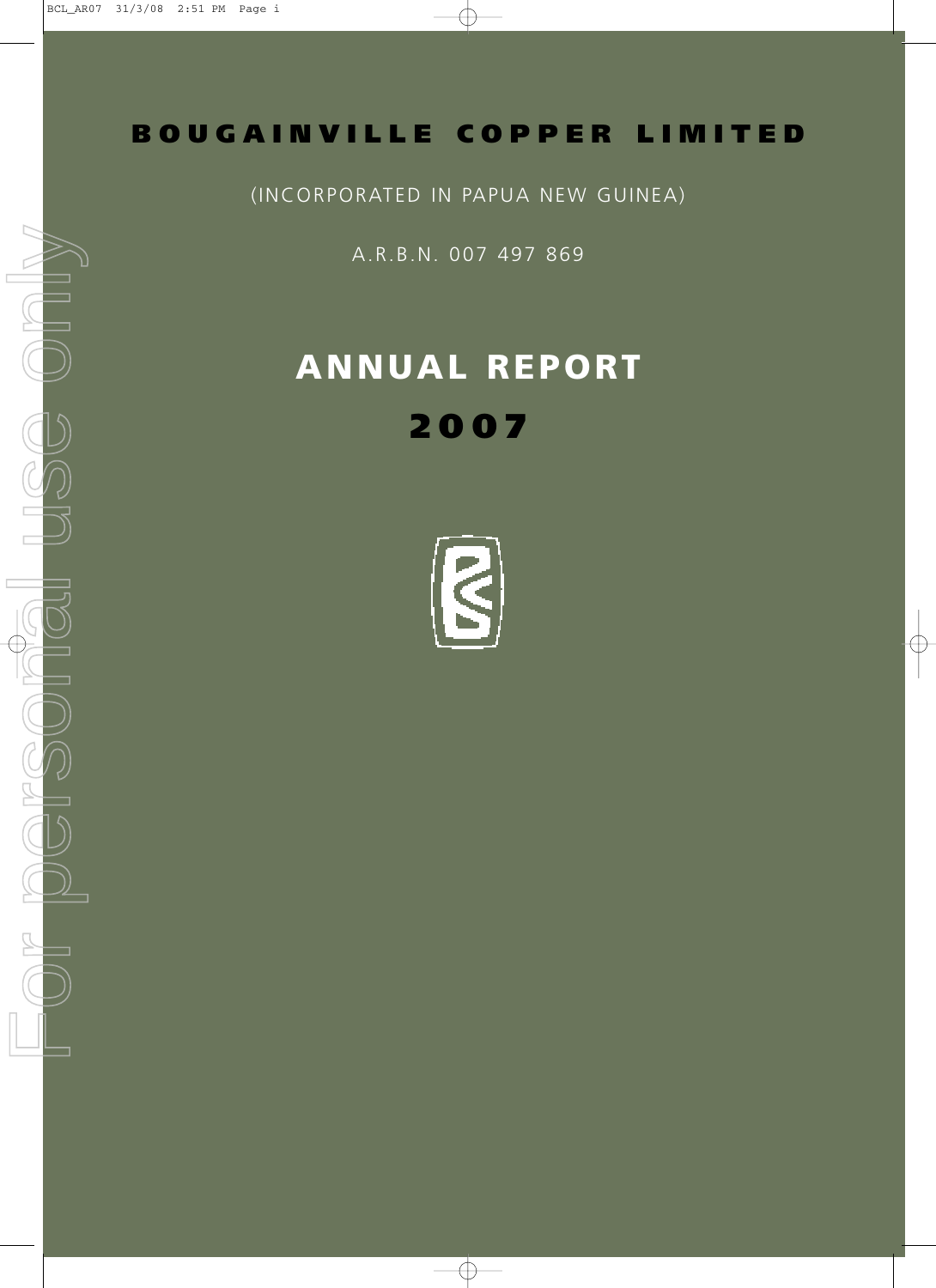# BOUGAINVILLE COPPER LIMITED

(INCORPORATED IN PAPUA NEW GUINEA)

A.R.B.N. 007 497 869

# ANNUAL REPORT

# 2007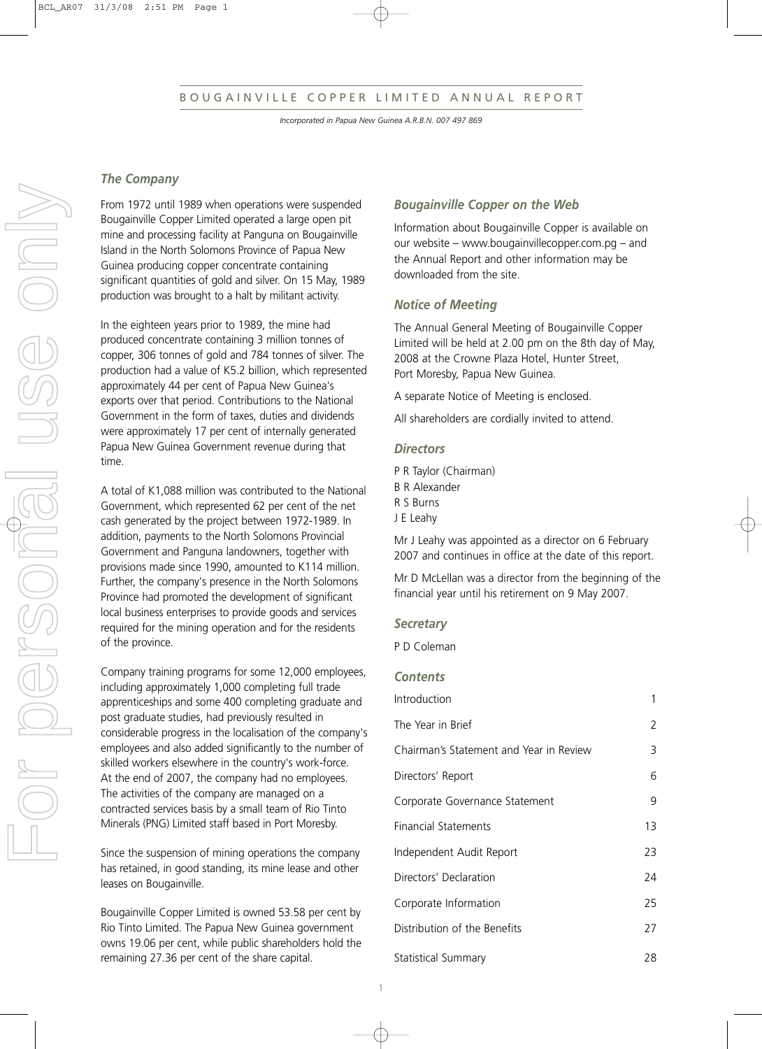BOUGAINVILLE COPPER LIMITED ANNUAL REPORT

*Incorporated in Papua New Guinea A.R.B.N. 007 497 869*

## *The Company*

From 1972 until 1989 when operations were suspended Bougainville Copper Limited operated a large open pit mine and processing facility at Panguna on Bougainville Island in the North Solomons Province of Papua New Guinea producing copper concentrate containing significant quantities of gold and silver. On 15 May, 1989 production was brought to a halt by militant activity.

In the eighteen years prior to 1989, the mine had produced concentrate containing 3 million tonnes of copper, 306 tonnes of gold and 784 tonnes of silver. The production had a value of K5.2 billion, which represented approximately 44 per cent of Papua New Guinea's exports over that period. Contributions to the National Government in the form of taxes, duties and dividends were approximately 17 per cent of internally generated Papua New Guinea Government revenue during that time.

A total of K1,088 million was contributed to the National Government, which represented 62 per cent of the net cash generated by the project between 1972-1989. In addition, payments to the North Solomons Provincial Government and Panguna landowners, together with provisions made since 1990, amounted to K114 million. Further, the company's presence in the North Solomons Province had promoted the development of significant local business enterprises to provide goods and services required for the mining operation and for the residents of the province.

Company training programs for some 12,000 employees, including approximately 1,000 completing full trade apprenticeships and some 400 completing graduate and post graduate studies, had previously resulted in considerable progress in the localisation of the company's employees and also added significantly to the number of skilled workers elsewhere in the country's work-force. At the end of 2007, the company had no employees. The activities of the company are managed on a contracted services basis by a small team of Rio Tinto Minerals (PNG) Limited staff based in Port Moresby.

Since the suspension of mining operations the company has retained, in good standing, its mine lease and other leases on Bougainville.

Bougainville Copper Limited is owned 53.58 per cent by Rio Tinto Limited. The Papua New Guinea government owns 19.06 per cent, while public shareholders hold the remaining 27.36 per cent of the share capital.

## *Bougainville Copper on the Web*

Information about Bougainville Copper is available on our website – www.bougainvillecopper.com.pg – and the Annual Report and other information may be downloaded from the site.

## *Notice of Meeting*

The Annual General Meeting of Bougainville Copper Limited will be held at 2.00 pm on the 8th day of May, 2008 at the Crowne Plaza Hotel, Hunter Street, Port Moresby, Papua New Guinea.

A separate Notice of Meeting is enclosed.

All shareholders are cordially invited to attend.

## *Directors*

P R Taylor (Chairman)
B R Alexander
R S Burns
J E Leahy

Mr J Leahy was appointed as a director on 6 February 2007 and continues in office at the date of this report.

Mr D McLellan was a director from the beginning of the financial year until his retirement on 9 May 2007.

## *Secretary*

P D Coleman

## *Contents*

| | |
|---|---|
| Introduction | 1 |
| The Year in Brief | 2 |
| Chairman's Statement and Year in Review | 3 |
| Directors' Report | 6 |
| Corporate Governance Statement | 9 |
| Financial Statements | 13 |
| Independent Audit Report | 23 |
| Directors' Declaration | 24 |
| Corporate Information | 25 |
| Distribution of the Benefits | 27 |
| Statistical Summary | 28 |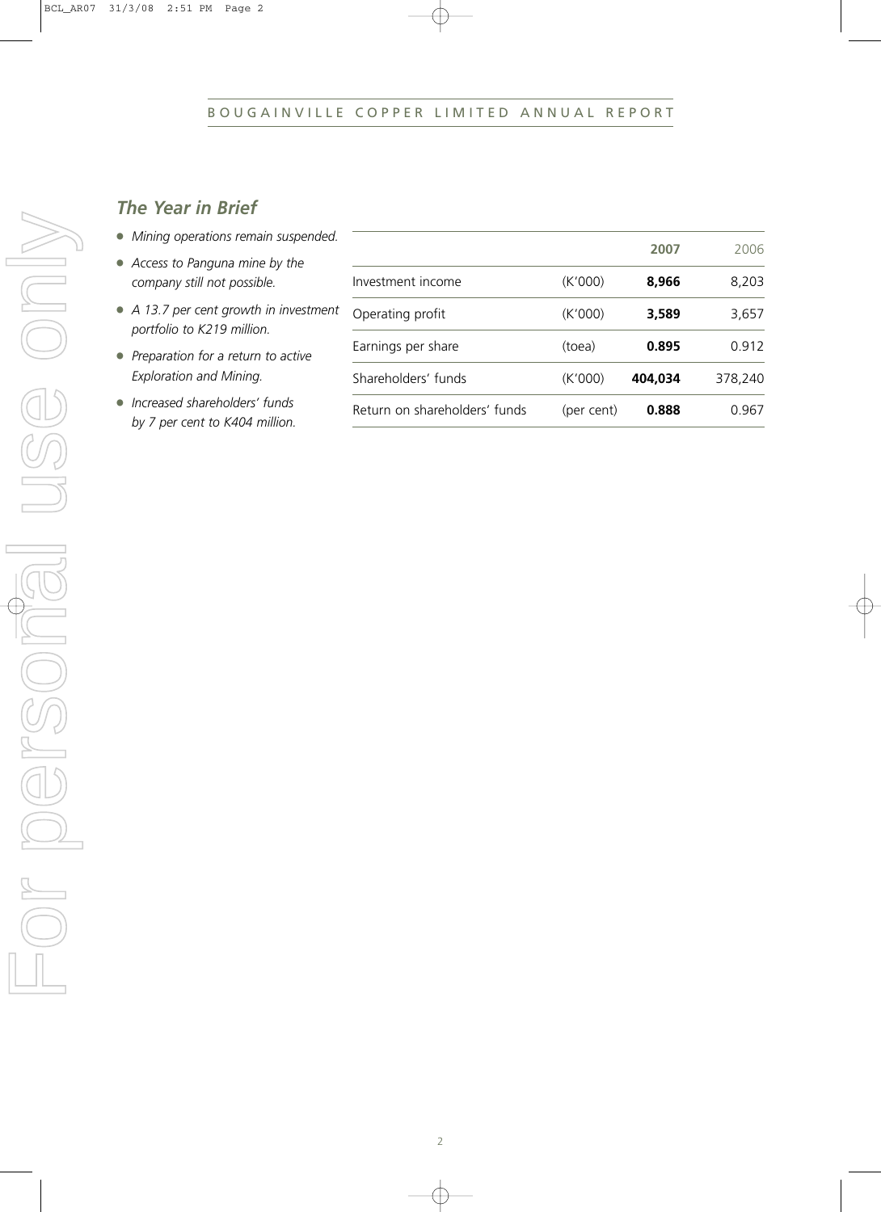## *The Year in Brief*

- *Mining operations remain suspended.*
- *Access to Panguna mine by the company still not possible.*
- *A 13.7 per cent growth in investment portfolio to K219 million.*
- *Preparation for a return to active Exploration and Mining.*
- *Increased shareholders' funds by 7 per cent to K404 million.*

| | | **2007** | 2006 |
|---|---|---|---|
| Investment income | (K'000) | **8,966** | 8,203 |
| Operating profit | (K'000) | **3,589** | 3,657 |
| Earnings per share | (toea) | **0.895** | 0.912 |
| Shareholders' funds | (K'000) | **404,034** | 378,240 |
| Return on shareholders' funds | (per cent) | **0.888** | 0.967 |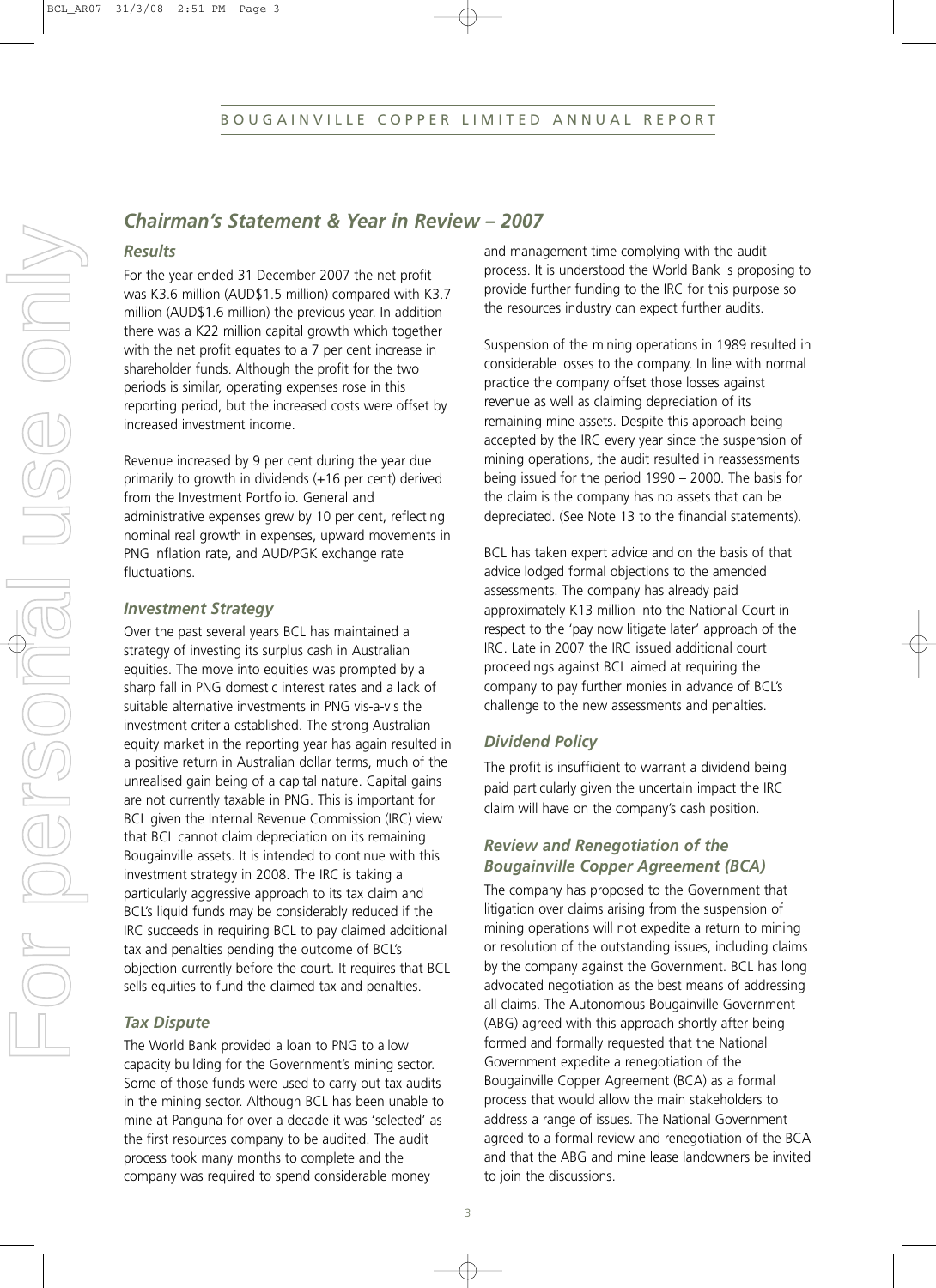## *Chairman's Statement & Year in Review – 2007*

### *Results*

For the year ended 31 December 2007 the net profit was K3.6 million (AUD$1.5 million) compared with K3.7 million (AUD$1.6 million) the previous year. In addition there was a K22 million capital growth which together with the net profit equates to a 7 per cent increase in shareholder funds. Although the profit for the two periods is similar, operating expenses rose in this reporting period, but the increased costs were offset by increased investment income.

Revenue increased by 9 per cent during the year due primarily to growth in dividends (+16 per cent) derived from the Investment Portfolio. General and administrative expenses grew by 10 per cent, reflecting nominal real growth in expenses, upward movements in PNG inflation rate, and AUD/PGK exchange rate fluctuations.

### *Investment Strategy*

Over the past several years BCL has maintained a strategy of investing its surplus cash in Australian equities. The move into equities was prompted by a sharp fall in PNG domestic interest rates and a lack of suitable alternative investments in PNG vis-a-vis the investment criteria established. The strong Australian equity market in the reporting year has again resulted in a positive return in Australian dollar terms, much of the unrealised gain being of a capital nature. Capital gains are not currently taxable in PNG. This is important for BCL given the Internal Revenue Commission (IRC) view that BCL cannot claim depreciation on its remaining Bougainville assets. It is intended to continue with this investment strategy in 2008. The IRC is taking a particularly aggressive approach to its tax claim and BCL's liquid funds may be considerably reduced if the IRC succeeds in requiring BCL to pay claimed additional tax and penalties pending the outcome of BCL's objection currently before the court. It requires that BCL sells equities to fund the claimed tax and penalties.

### *Tax Dispute*

The World Bank provided a loan to PNG to allow capacity building for the Government's mining sector. Some of those funds were used to carry out tax audits in the mining sector. Although BCL has been unable to mine at Panguna for over a decade it was 'selected' as the first resources company to be audited. The audit process took many months to complete and the company was required to spend considerable money and management time complying with the audit process. It is understood the World Bank is proposing to provide further funding to the IRC for this purpose so the resources industry can expect further audits.

Suspension of the mining operations in 1989 resulted in considerable losses to the company. In line with normal practice the company offset those losses against revenue as well as claiming depreciation of its remaining mine assets. Despite this approach being accepted by the IRC every year since the suspension of mining operations, the audit resulted in reassessments being issued for the period 1990 – 2000. The basis for the claim is the company has no assets that can be depreciated. (See Note 13 to the financial statements).

BCL has taken expert advice and on the basis of that advice lodged formal objections to the amended assessments. The company has already paid approximately K13 million into the National Court in respect to the 'pay now litigate later' approach of the IRC. Late in 2007 the IRC issued additional court proceedings against BCL aimed at requiring the company to pay further monies in advance of BCL's challenge to the new assessments and penalties.

### *Dividend Policy*

The profit is insufficient to warrant a dividend being paid particularly given the uncertain impact the IRC claim will have on the company's cash position.

### *Review and Renegotiation of the Bougainville Copper Agreement (BCA)*

The company has proposed to the Government that litigation over claims arising from the suspension of mining operations will not expedite a return to mining or resolution of the outstanding issues, including claims by the company against the Government. BCL has long advocated negotiation as the best means of addressing all claims. The Autonomous Bougainville Government (ABG) agreed with this approach shortly after being formed and formally requested that the National Government expedite a renegotiation of the Bougainville Copper Agreement (BCA) as a formal process that would allow the main stakeholders to address a range of issues. The National Government agreed to a formal review and renegotiation of the BCA and that the ABG and mine lease landowners be invited to join the discussions.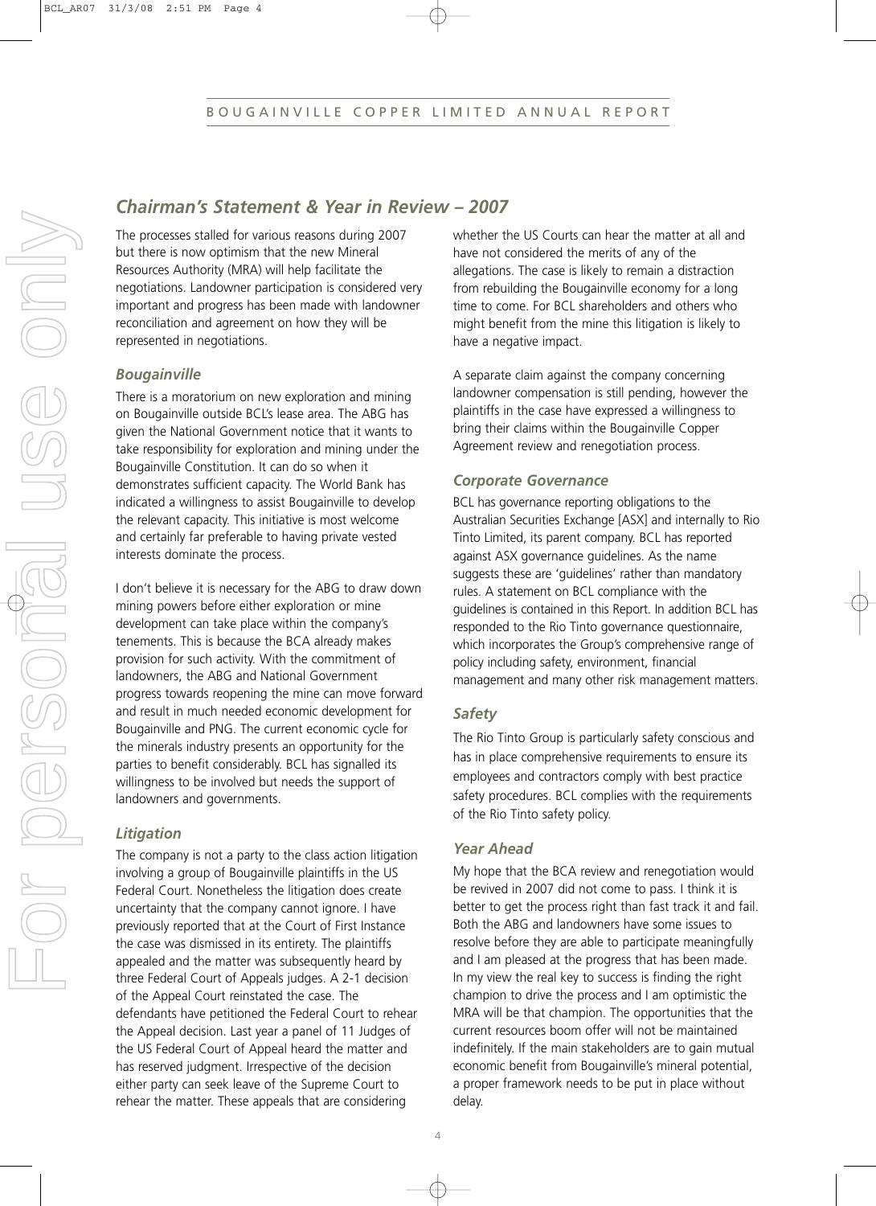## *Chairman's Statement & Year in Review – 2007*

The processes stalled for various reasons during 2007 but there is now optimism that the new Mineral Resources Authority (MRA) will help facilitate the negotiations. Landowner participation is considered very important and progress has been made with landowner reconciliation and agreement on how they will be represented in negotiations.

### *Bougainville*

There is a moratorium on new exploration and mining on Bougainville outside BCL's lease area. The ABG has given the National Government notice that it wants to take responsibility for exploration and mining under the Bougainville Constitution. It can do so when it demonstrates sufficient capacity. The World Bank has indicated a willingness to assist Bougainville to develop the relevant capacity. This initiative is most welcome and certainly far preferable to having private vested interests dominate the process.

I don't believe it is necessary for the ABG to draw down mining powers before either exploration or mine development can take place within the company's tenements. This is because the BCA already makes provision for such activity. With the commitment of landowners, the ABG and National Government progress towards reopening the mine can move forward and result in much needed economic development for Bougainville and PNG. The current economic cycle for the minerals industry presents an opportunity for the parties to benefit considerably. BCL has signalled its willingness to be involved but needs the support of landowners and governments.

### *Litigation*

The company is not a party to the class action litigation involving a group of Bougainville plaintiffs in the US Federal Court. Nonetheless the litigation does create uncertainty that the company cannot ignore. I have previously reported that at the Court of First Instance the case was dismissed in its entirety. The plaintiffs appealed and the matter was subsequently heard by three Federal Court of Appeals judges. A 2-1 decision of the Appeal Court reinstated the case. The defendants have petitioned the Federal Court to rehear the Appeal decision. Last year a panel of 11 Judges of the US Federal Court of Appeal heard the matter and has reserved judgment. Irrespective of the decision either party can seek leave of the Supreme Court to rehear the matter. These appeals that are considering whether the US Courts can hear the matter at all and have not considered the merits of any of the allegations. The case is likely to remain a distraction from rebuilding the Bougainville economy for a long time to come. For BCL shareholders and others who might benefit from the mine this litigation is likely to have a negative impact.

A separate claim against the company concerning landowner compensation is still pending, however the plaintiffs in the case have expressed a willingness to bring their claims within the Bougainville Copper Agreement review and renegotiation process.

### *Corporate Governance*

BCL has governance reporting obligations to the Australian Securities Exchange [ASX] and internally to Rio Tinto Limited, its parent company. BCL has reported against ASX governance guidelines. As the name suggests these are 'guidelines' rather than mandatory rules. A statement on BCL compliance with the guidelines is contained in this Report. In addition BCL has responded to the Rio Tinto governance questionnaire, which incorporates the Group's comprehensive range of policy including safety, environment, financial management and many other risk management matters.

### *Safety*

The Rio Tinto Group is particularly safety conscious and has in place comprehensive requirements to ensure its employees and contractors comply with best practice safety procedures. BCL complies with the requirements of the Rio Tinto safety policy.

### *Year Ahead*

My hope that the BCA review and renegotiation would be revived in 2007 did not come to pass. I think it is better to get the process right than fast track it and fail. Both the ABG and landowners have some issues to resolve before they are able to participate meaningfully and I am pleased at the progress that has been made. In my view the real key to success is finding the right champion to drive the process and I am optimistic the MRA will be that champion. The opportunities that the current resources boom offer will not be maintained indefinitely. If the main stakeholders are to gain mutual economic benefit from Bougainville's mineral potential, a proper framework needs to be put in place without delay.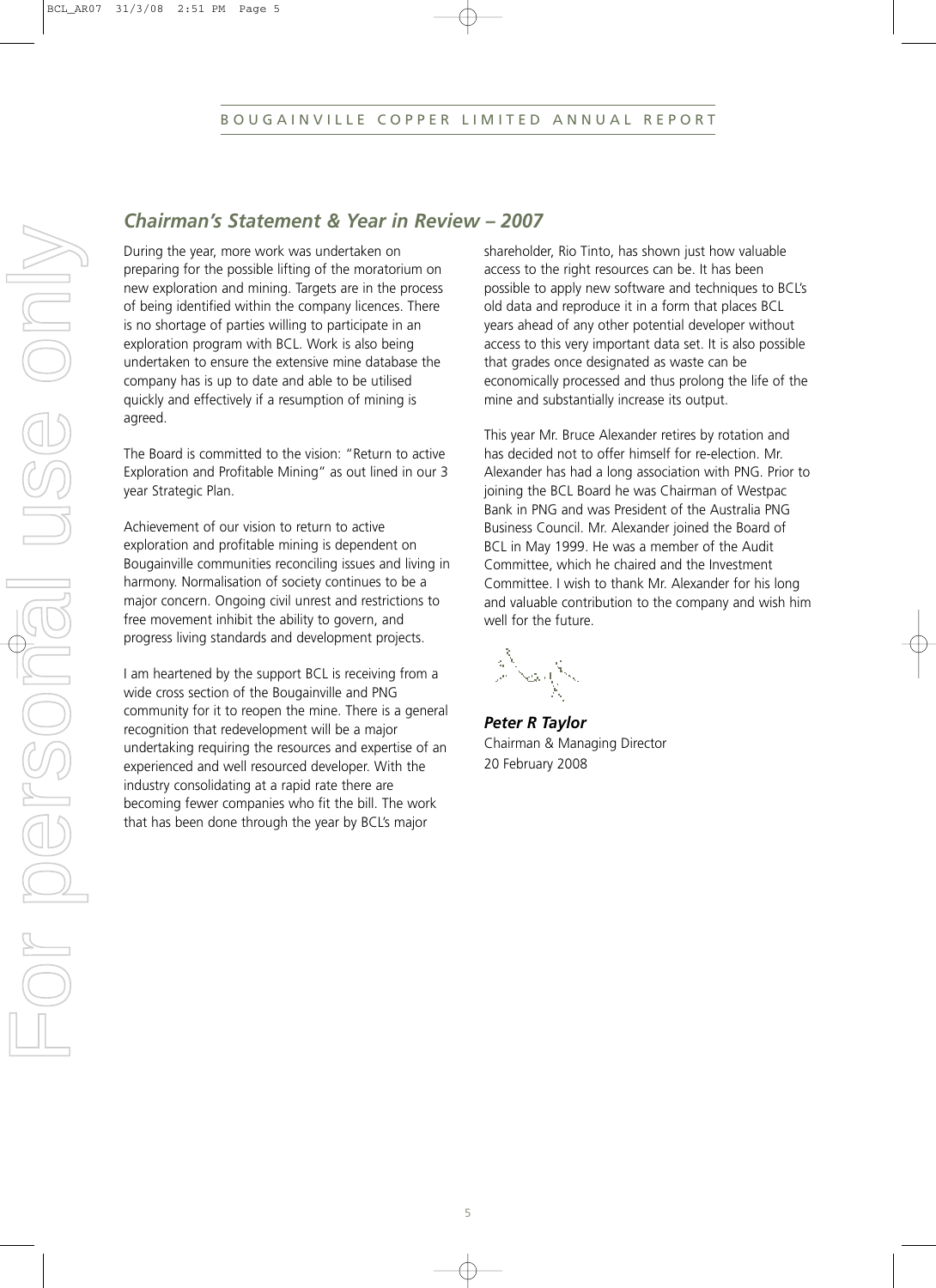## *Chairman's Statement & Year in Review – 2007*

During the year, more work was undertaken on preparing for the possible lifting of the moratorium on new exploration and mining. Targets are in the process of being identified within the company licences. There is no shortage of parties willing to participate in an exploration program with BCL. Work is also being undertaken to ensure the extensive mine database the company has is up to date and able to be utilised quickly and effectively if a resumption of mining is agreed.

The Board is committed to the vision: "Return to active Exploration and Profitable Mining" as out lined in our 3 year Strategic Plan.

Achievement of our vision to return to active exploration and profitable mining is dependent on Bougainville communities reconciling issues and living in harmony. Normalisation of society continues to be a major concern. Ongoing civil unrest and restrictions to free movement inhibit the ability to govern, and progress living standards and development projects.

I am heartened by the support BCL is receiving from a wide cross section of the Bougainville and PNG community for it to reopen the mine. There is a general recognition that redevelopment will be a major undertaking requiring the resources and expertise of an experienced and well resourced developer. With the industry consolidating at a rapid rate there are becoming fewer companies who fit the bill. The work that has been done through the year by BCL's major shareholder, Rio Tinto, has shown just how valuable access to the right resources can be. It has been possible to apply new software and techniques to BCL's old data and reproduce it in a form that places BCL years ahead of any other potential developer without access to this very important data set. It is also possible that grades once designated as waste can be economically processed and thus prolong the life of the mine and substantially increase its output.

This year Mr. Bruce Alexander retires by rotation and has decided not to offer himself for re-election. Mr. Alexander has had a long association with PNG. Prior to joining the BCL Board he was Chairman of Westpac Bank in PNG and was President of the Australia PNG Business Council. Mr. Alexander joined the Board of BCL in May 1999. He was a member of the Audit Committee, which he chaired and the Investment Committee. I wish to thank Mr. Alexander for his long and valuable contribution to the company and wish him well for the future.

***Peter R Taylor***
Chairman & Managing Director
20 February 2008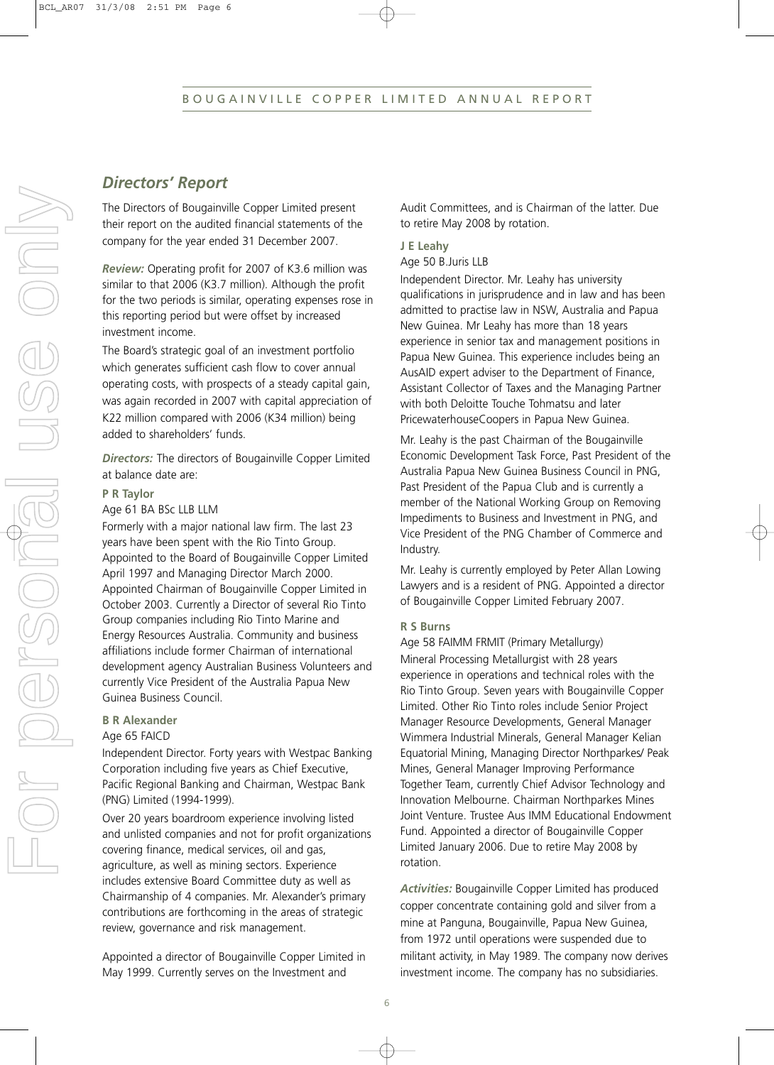## *Directors' Report*

The Directors of Bougainville Copper Limited present their report on the audited financial statements of the company for the year ended 31 December 2007.

***Review:*** Operating profit for 2007 of K3.6 million was similar to that 2006 (K3.7 million). Although the profit for the two periods is similar, operating expenses rose in this reporting period but were offset by increased investment income.

The Board's strategic goal of an investment portfolio which generates sufficient cash flow to cover annual operating costs, with prospects of a steady capital gain, was again recorded in 2007 with capital appreciation of K22 million compared with 2006 (K34 million) being added to shareholders' funds.

***Directors:*** The directors of Bougainville Copper Limited at balance date are:

**P R Taylor**

Age 61 BA BSc LLB LLM

Formerly with a major national law firm. The last 23 years have been spent with the Rio Tinto Group. Appointed to the Board of Bougainville Copper Limited April 1997 and Managing Director March 2000. Appointed Chairman of Bougainville Copper Limited in October 2003. Currently a Director of several Rio Tinto Group companies including Rio Tinto Marine and Energy Resources Australia. Community and business affiliations include former Chairman of international development agency Australian Business Volunteers and currently Vice President of the Australia Papua New Guinea Business Council.

**B R Alexander**

Age 65 FAICD

Independent Director. Forty years with Westpac Banking Corporation including five years as Chief Executive, Pacific Regional Banking and Chairman, Westpac Bank (PNG) Limited (1994-1999).

Over 20 years boardroom experience involving listed and unlisted companies and not for profit organizations covering finance, medical services, oil and gas, agriculture, as well as mining sectors. Experience includes extensive Board Committee duty as well as Chairmanship of 4 companies. Mr. Alexander's primary contributions are forthcoming in the areas of strategic review, governance and risk management.

Appointed a director of Bougainville Copper Limited in May 1999. Currently serves on the Investment and Audit Committees, and is Chairman of the latter. Due to retire May 2008 by rotation.

**J E Leahy**

Age 50 B.Juris LLB

Independent Director. Mr. Leahy has university qualifications in jurisprudence and in law and has been admitted to practise law in NSW, Australia and Papua New Guinea. Mr Leahy has more than 18 years experience in senior tax and management positions in Papua New Guinea. This experience includes being an AusAID expert adviser to the Department of Finance, Assistant Collector of Taxes and the Managing Partner with both Deloitte Touche Tohmatsu and later PricewaterhouseCoopers in Papua New Guinea.

Mr. Leahy is the past Chairman of the Bougainville Economic Development Task Force, Past President of the Australia Papua New Guinea Business Council in PNG, Past President of the Papua Club and is currently a member of the National Working Group on Removing Impediments to Business and Investment in PNG, and Vice President of the PNG Chamber of Commerce and Industry.

Mr. Leahy is currently employed by Peter Allan Lowing Lawyers and is a resident of PNG. Appointed a director of Bougainville Copper Limited February 2007.

**R S Burns**

Age 58 FAIMM FRMIT (Primary Metallurgy)

Mineral Processing Metallurgist with 28 years experience in operations and technical roles with the Rio Tinto Group. Seven years with Bougainville Copper Limited. Other Rio Tinto roles include Senior Project Manager Resource Developments, General Manager Wimmera Industrial Minerals, General Manager Kelian Equatorial Mining, Managing Director Northparkes/ Peak Mines, General Manager Improving Performance Together Team, currently Chief Advisor Technology and Innovation Melbourne. Chairman Northparkes Mines Joint Venture. Trustee Aus IMM Educational Endowment Fund. Appointed a director of Bougainville Copper Limited January 2006. Due to retire May 2008 by rotation.

***Activities:*** Bougainville Copper Limited has produced copper concentrate containing gold and silver from a mine at Panguna, Bougainville, Papua New Guinea, from 1972 until operations were suspended due to militant activity, in May 1989. The company now derives investment income. The company has no subsidiaries.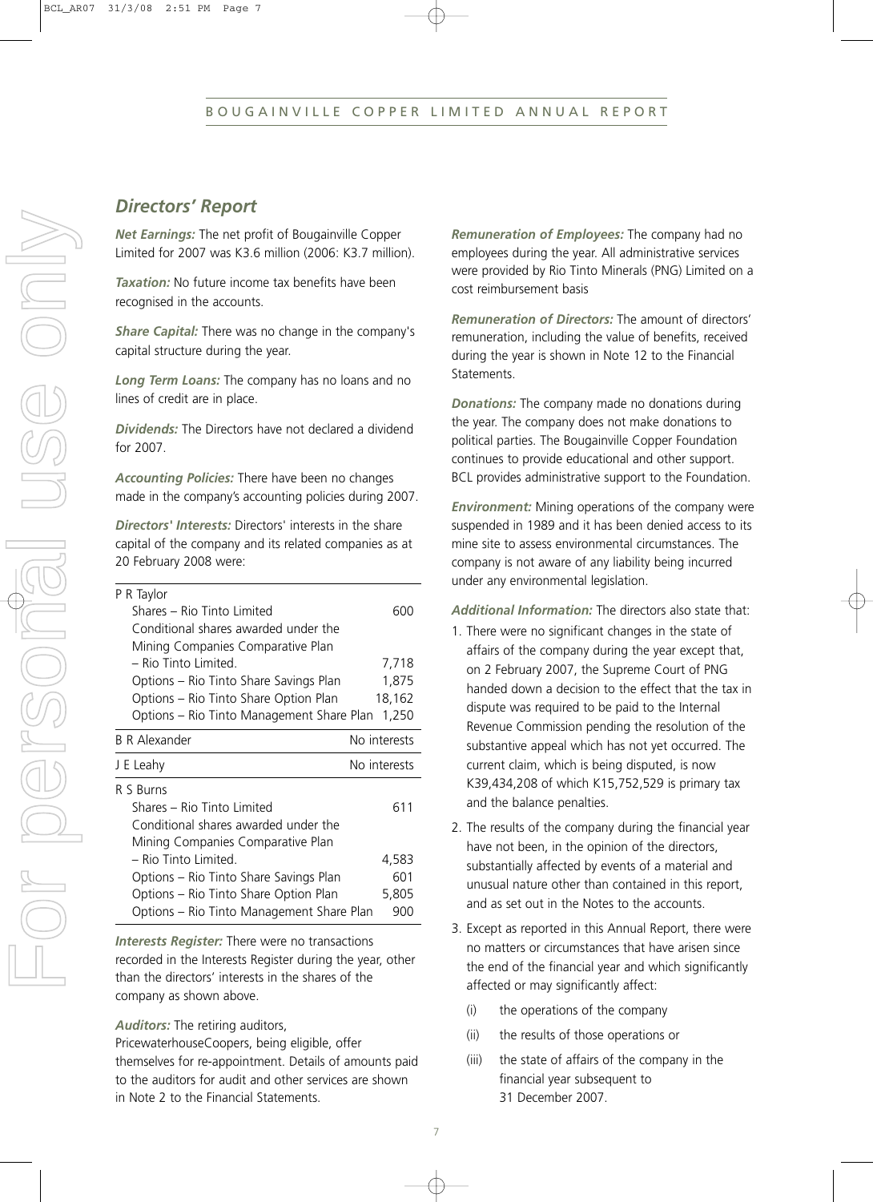## *Directors' Report*

***Net Earnings:*** The net profit of Bougainville Copper Limited for 2007 was K3.6 million (2006: K3.7 million).

***Taxation:*** No future income tax benefits have been recognised in the accounts.

***Share Capital:*** There was no change in the company's capital structure during the year.

***Long Term Loans:*** The company has no loans and no lines of credit are in place.

***Dividends:*** The Directors have not declared a dividend for 2007.

***Accounting Policies:*** There have been no changes made in the company's accounting policies during 2007.

***Directors' Interests:*** Directors' interests in the share capital of the company and its related companies as at 20 February 2008 were:

| | |
|---|---|
| P R Taylor | |
| Shares – Rio Tinto Limited | 600 |
| Conditional shares awarded under the Mining Companies Comparative Plan – Rio Tinto Limited. | 7,718 |
| Options – Rio Tinto Share Savings Plan | 1,875 |
| Options – Rio Tinto Share Option Plan | 18,162 |
| Options – Rio Tinto Management Share Plan | 1,250 |
| B R Alexander | No interests |
| J E Leahy | No interests |
| R S Burns | |
| Shares – Rio Tinto Limited | 611 |
| Conditional shares awarded under the Mining Companies Comparative Plan – Rio Tinto Limited. | 4,583 |
| Options – Rio Tinto Share Savings Plan | 601 |
| Options – Rio Tinto Share Option Plan | 5,805 |
| Options – Rio Tinto Management Share Plan | 900 |

***Interests Register:*** There were no transactions recorded in the Interests Register during the year, other than the directors' interests in the shares of the company as shown above.

***Auditors:*** The retiring auditors, PricewaterhouseCoopers, being eligible, offer themselves for re-appointment. Details of amounts paid to the auditors for audit and other services are shown in Note 2 to the Financial Statements.

***Remuneration of Employees:*** The company had no employees during the year. All administrative services were provided by Rio Tinto Minerals (PNG) Limited on a cost reimbursement basis

***Remuneration of Directors:*** The amount of directors' remuneration, including the value of benefits, received during the year is shown in Note 12 to the Financial Statements.

***Donations:*** The company made no donations during the year. The company does not make donations to political parties. The Bougainville Copper Foundation continues to provide educational and other support. BCL provides administrative support to the Foundation.

***Environment:*** Mining operations of the company were suspended in 1989 and it has been denied access to its mine site to assess environmental circumstances. The company is not aware of any liability being incurred under any environmental legislation.

***Additional Information:*** The directors also state that:

1. There were no significant changes in the state of affairs of the company during the year except that, on 2 February 2007, the Supreme Court of PNG handed down a decision to the effect that the tax in dispute was required to be paid to the Internal Revenue Commission pending the resolution of the substantive appeal which has not yet occurred. The current claim, which is being disputed, is now K39,434,208 of which K15,752,529 is primary tax and the balance penalties.
2. The results of the company during the financial year have not been, in the opinion of the directors, substantially affected by events of a material and unusual nature other than contained in this report, and as set out in the Notes to the accounts.
3. Except as reported in this Annual Report, there were no matters or circumstances that have arisen since the end of the financial year and which significantly affected or may significantly affect:
   (i) the operations of the company
   (ii) the results of those operations or
   (iii) the state of affairs of the company in the financial year subsequent to 31 December 2007.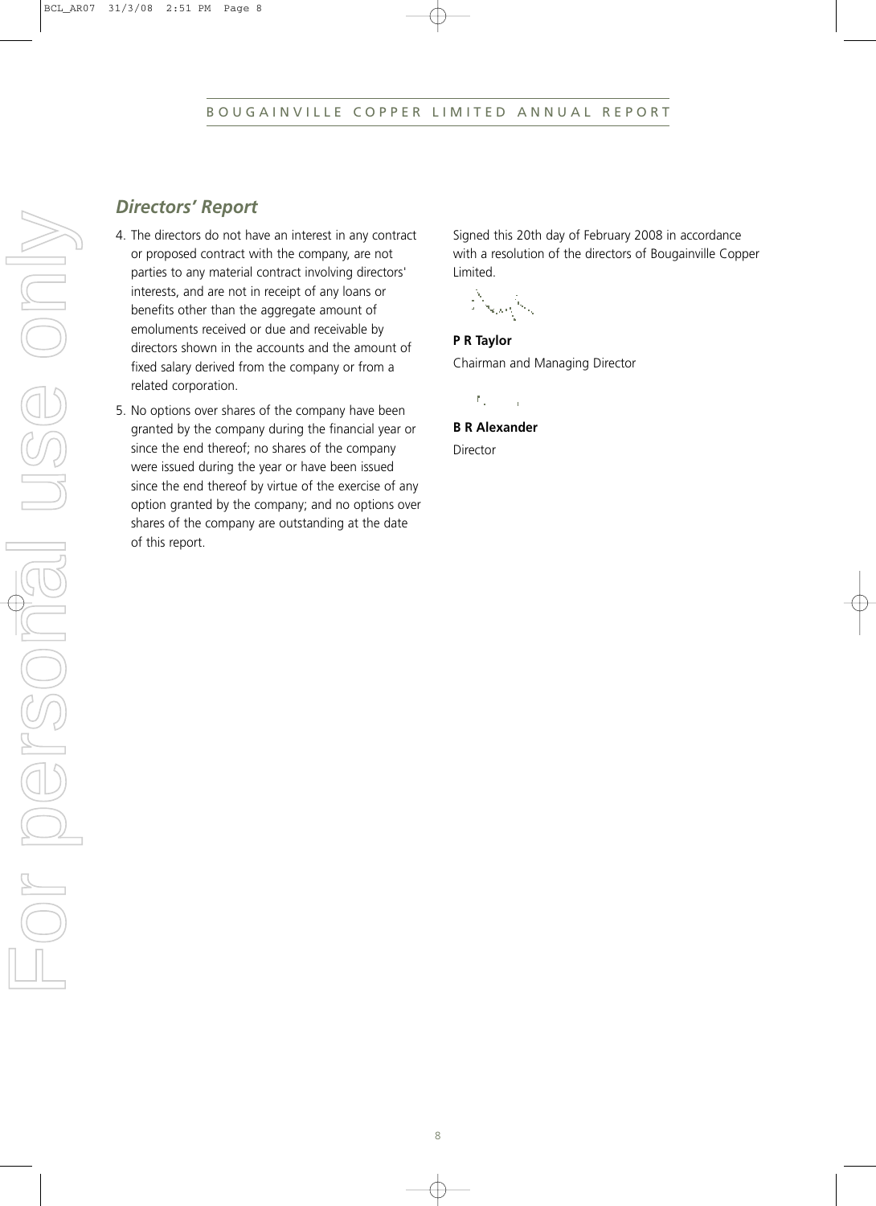## *Directors' Report*

4. The directors do not have an interest in any contract or proposed contract with the company, are not parties to any material contract involving directors' interests, and are not in receipt of any loans or benefits other than the aggregate amount of emoluments received or due and receivable by directors shown in the accounts and the amount of fixed salary derived from the company or from a related corporation.

5. No options over shares of the company have been granted by the company during the financial year or since the end thereof; no shares of the company were issued during the year or have been issued since the end thereof by virtue of the exercise of any option granted by the company; and no options over shares of the company are outstanding at the date of this report.

Signed this 20th day of February 2008 in accordance with a resolution of the directors of Bougainville Copper Limited.

**P R Taylor**

Chairman and Managing Director

**B R Alexander**

Director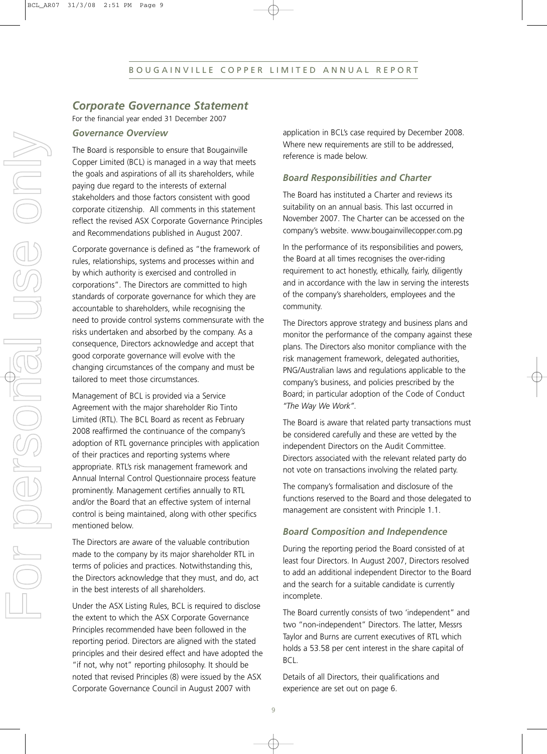## *Corporate Governance Statement*

For the financial year ended 31 December 2007

### *Governance Overview*

The Board is responsible to ensure that Bougainville Copper Limited (BCL) is managed in a way that meets the goals and aspirations of all its shareholders, while paying due regard to the interests of external stakeholders and those factors consistent with good corporate citizenship. All comments in this statement reflect the revised ASX Corporate Governance Principles and Recommendations published in August 2007.

Corporate governance is defined as "the framework of rules, relationships, systems and processes within and by which authority is exercised and controlled in corporations". The Directors are committed to high standards of corporate governance for which they are accountable to shareholders, while recognising the need to provide control systems commensurate with the risks undertaken and absorbed by the company. As a consequence, Directors acknowledge and accept that good corporate governance will evolve with the changing circumstances of the company and must be tailored to meet those circumstances.

Management of BCL is provided via a Service Agreement with the major shareholder Rio Tinto Limited (RTL). The BCL Board as recent as February 2008 reaffirmed the continuance of the company's adoption of RTL governance principles with application of their practices and reporting systems where appropriate. RTL's risk management framework and Annual Internal Control Questionnaire process feature prominently. Management certifies annually to RTL and/or the Board that an effective system of internal control is being maintained, along with other specifics mentioned below.

The Directors are aware of the valuable contribution made to the company by its major shareholder RTL in terms of policies and practices. Notwithstanding this, the Directors acknowledge that they must, and do, act in the best interests of all shareholders.

Under the ASX Listing Rules, BCL is required to disclose the extent to which the ASX Corporate Governance Principles recommended have been followed in the reporting period. Directors are aligned with the stated principles and their desired effect and have adopted the "if not, why not" reporting philosophy. It should be noted that revised Principles (8) were issued by the ASX Corporate Governance Council in August 2007 with application in BCL's case required by December 2008. Where new requirements are still to be addressed, reference is made below.

### *Board Responsibilities and Charter*

The Board has instituted a Charter and reviews its suitability on an annual basis. This last occurred in November 2007. The Charter can be accessed on the company's website. www.bougainvillecopper.com.pg

In the performance of its responsibilities and powers, the Board at all times recognises the over-riding requirement to act honestly, ethically, fairly, diligently and in accordance with the law in serving the interests of the company's shareholders, employees and the community.

The Directors approve strategy and business plans and monitor the performance of the company against these plans. The Directors also monitor compliance with the risk management framework, delegated authorities, PNG/Australian laws and regulations applicable to the company's business, and policies prescribed by the Board; in particular adoption of the Code of Conduct *"The Way We Work"*.

The Board is aware that related party transactions must be considered carefully and these are vetted by the independent Directors on the Audit Committee. Directors associated with the relevant related party do not vote on transactions involving the related party.

The company's formalisation and disclosure of the functions reserved to the Board and those delegated to management are consistent with Principle 1.1.

### *Board Composition and Independence*

During the reporting period the Board consisted of at least four Directors. In August 2007, Directors resolved to add an additional independent Director to the Board and the search for a suitable candidate is currently incomplete.

The Board currently consists of two 'independent" and two "non-independent" Directors. The latter, Messrs Taylor and Burns are current executives of RTL which holds a 53.58 per cent interest in the share capital of BCL.

Details of all Directors, their qualifications and experience are set out on page 6.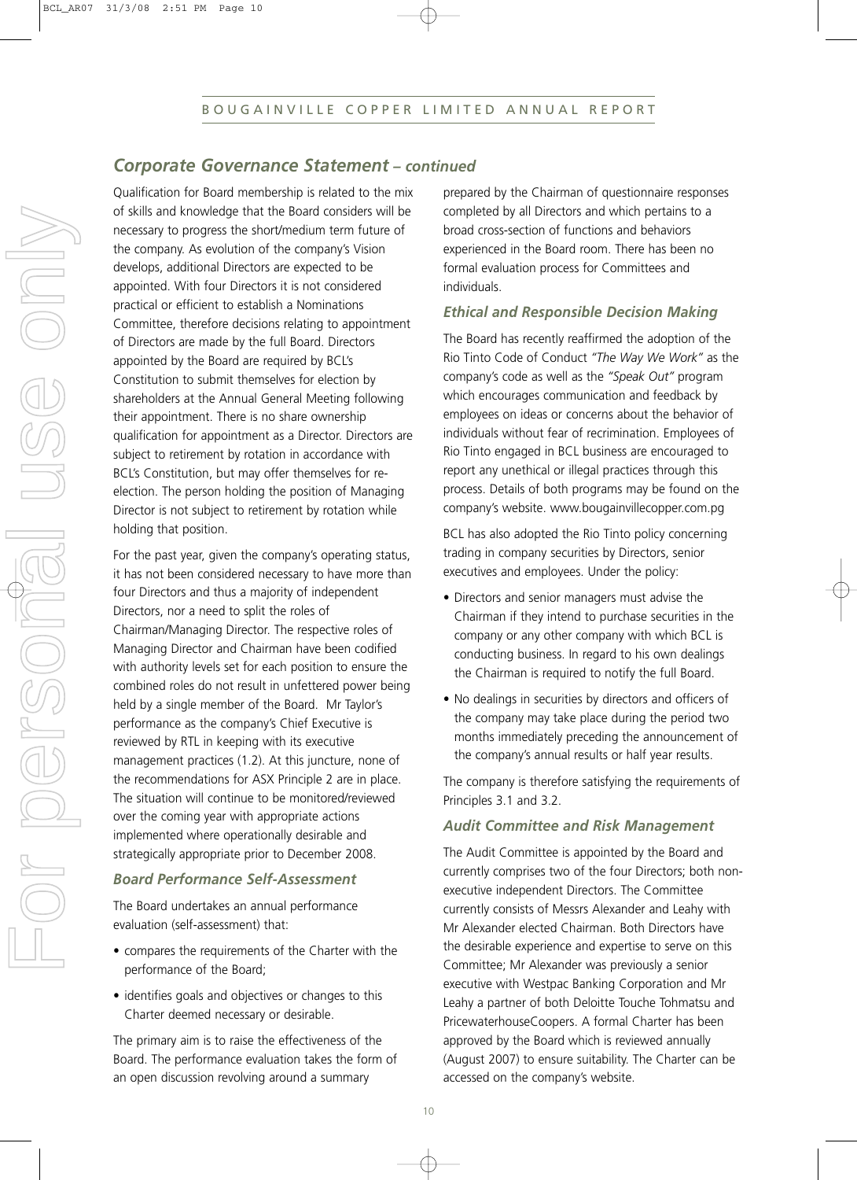## *Corporate Governance Statement – continued*

Qualification for Board membership is related to the mix of skills and knowledge that the Board considers will be necessary to progress the short/medium term future of the company. As evolution of the company's Vision develops, additional Directors are expected to be appointed. With four Directors it is not considered practical or efficient to establish a Nominations Committee, therefore decisions relating to appointment of Directors are made by the full Board. Directors appointed by the Board are required by BCL's Constitution to submit themselves for election by shareholders at the Annual General Meeting following their appointment. There is no share ownership qualification for appointment as a Director. Directors are subject to retirement by rotation in accordance with BCL's Constitution, but may offer themselves for re-election. The person holding the position of Managing Director is not subject to retirement by rotation while holding that position.

For the past year, given the company's operating status, it has not been considered necessary to have more than four Directors and thus a majority of independent Directors, nor a need to split the roles of Chairman/Managing Director. The respective roles of Managing Director and Chairman have been codified with authority levels set for each position to ensure the combined roles do not result in unfettered power being held by a single member of the Board. Mr Taylor's performance as the company's Chief Executive is reviewed by RTL in keeping with its executive management practices (1.2). At this juncture, none of the recommendations for ASX Principle 2 are in place. The situation will continue to be monitored/reviewed over the coming year with appropriate actions implemented where operationally desirable and strategically appropriate prior to December 2008.

### *Board Performance Self-Assessment*

The Board undertakes an annual performance evaluation (self-assessment) that:

- compares the requirements of the Charter with the performance of the Board;
- identifies goals and objectives or changes to this Charter deemed necessary or desirable.

The primary aim is to raise the effectiveness of the Board. The performance evaluation takes the form of an open discussion revolving around a summary prepared by the Chairman of questionnaire responses completed by all Directors and which pertains to a broad cross-section of functions and behaviors experienced in the Board room. There has been no formal evaluation process for Committees and individuals.

### *Ethical and Responsible Decision Making*

The Board has recently reaffirmed the adoption of the Rio Tinto Code of Conduct *"The Way We Work"* as the company's code as well as the *"Speak Out"* program which encourages communication and feedback by employees on ideas or concerns about the behavior of individuals without fear of recrimination. Employees of Rio Tinto engaged in BCL business are encouraged to report any unethical or illegal practices through this process. Details of both programs may be found on the company's website. www.bougainvillecopper.com.pg

BCL has also adopted the Rio Tinto policy concerning trading in company securities by Directors, senior executives and employees. Under the policy:

- Directors and senior managers must advise the Chairman if they intend to purchase securities in the company or any other company with which BCL is conducting business. In regard to his own dealings the Chairman is required to notify the full Board.
- No dealings in securities by directors and officers of the company may take place during the period two months immediately preceding the announcement of the company's annual results or half year results.

The company is therefore satisfying the requirements of Principles 3.1 and 3.2.

### *Audit Committee and Risk Management*

The Audit Committee is appointed by the Board and currently comprises two of the four Directors; both non-executive independent Directors. The Committee currently consists of Messrs Alexander and Leahy with Mr Alexander elected Chairman. Both Directors have the desirable experience and expertise to serve on this Committee; Mr Alexander was previously a senior executive with Westpac Banking Corporation and Mr Leahy a partner of both Deloitte Touche Tohmatsu and PricewaterhouseCoopers. A formal Charter has been approved by the Board which is reviewed annually (August 2007) to ensure suitability. The Charter can be accessed on the company's website.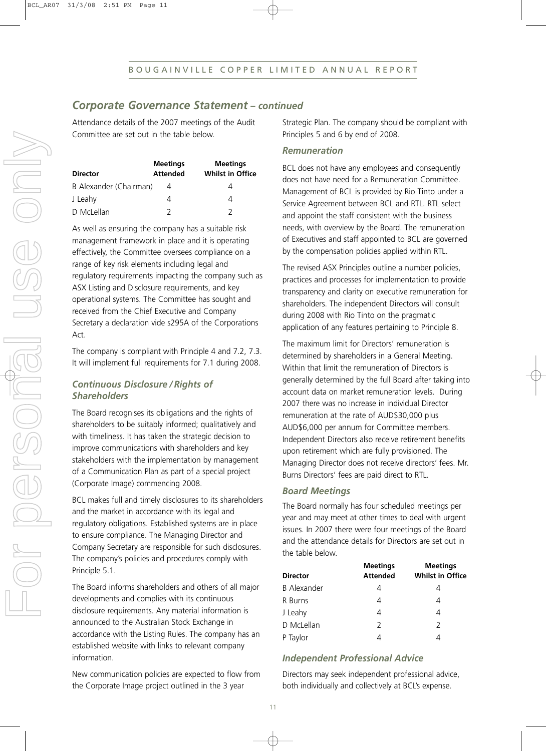## *Corporate Governance Statement – continued*

Attendance details of the 2007 meetings of the Audit Committee are set out in the table below.

| Director | Meetings Attended | Meetings Whilst in Office |
|---|---|---|
| B Alexander (Chairman) | 4 | 4 |
| J Leahy | 4 | 4 |
| D McLellan | 2 | 2 |

As well as ensuring the company has a suitable risk management framework in place and it is operating effectively, the Committee oversees compliance on a range of key risk elements including legal and regulatory requirements impacting the company such as ASX Listing and Disclosure requirements, and key operational systems. The Committee has sought and received from the Chief Executive and Company Secretary a declaration vide s295A of the Corporations Act.

The company is compliant with Principle 4 and 7.2, 7.3. It will implement full requirements for 7.1 during 2008.

### *Continuous Disclosure / Rights of Shareholders*

The Board recognises its obligations and the rights of shareholders to be suitably informed; qualitatively and with timeliness. It has taken the strategic decision to improve communications with shareholders and key stakeholders with the implementation by management of a Communication Plan as part of a special project (Corporate Image) commencing 2008.

BCL makes full and timely disclosures to its shareholders and the market in accordance with its legal and regulatory obligations. Established systems are in place to ensure compliance. The Managing Director and Company Secretary are responsible for such disclosures. The company's policies and procedures comply with Principle 5.1.

The Board informs shareholders and others of all major developments and complies with its continuous disclosure requirements. Any material information is announced to the Australian Stock Exchange in accordance with the Listing Rules. The company has an established website with links to relevant company information.

New communication policies are expected to flow from the Corporate Image project outlined in the 3 year Strategic Plan. The company should be compliant with Principles 5 and 6 by end of 2008.

### *Remuneration*

BCL does not have any employees and consequently does not have need for a Remuneration Committee. Management of BCL is provided by Rio Tinto under a Service Agreement between BCL and RTL. RTL select and appoint the staff consistent with the business needs, with overview by the Board. The remuneration of Executives and staff appointed to BCL are governed by the compensation policies applied within RTL.

The revised ASX Principles outline a number policies, practices and processes for implementation to provide transparency and clarity on executive remuneration for shareholders. The independent Directors will consult during 2008 with Rio Tinto on the pragmatic application of any features pertaining to Principle 8.

The maximum limit for Directors' remuneration is determined by shareholders in a General Meeting. Within that limit the remuneration of Directors is generally determined by the full Board after taking into account data on market remuneration levels. During 2007 there was no increase in individual Director remuneration at the rate of AUD$30,000 plus AUD$6,000 per annum for Committee members. Independent Directors also receive retirement benefits upon retirement which are fully provisioned. The Managing Director does not receive directors' fees. Mr. Burns Directors' fees are paid direct to RTL.

### *Board Meetings*

The Board normally has four scheduled meetings per year and may meet at other times to deal with urgent issues. In 2007 there were four meetings of the Board and the attendance details for Directors are set out in the table below.

| Director | Meetings Attended | Meetings Whilst in Office |
|---|---|---|
| B Alexander | 4 | 4 |
| R Burns | 4 | 4 |
| J Leahy | 4 | 4 |
| D McLellan | 2 | 2 |
| P Taylor | 4 | 4 |

### *Independent Professional Advice*

Directors may seek independent professional advice, both individually and collectively at BCL's expense.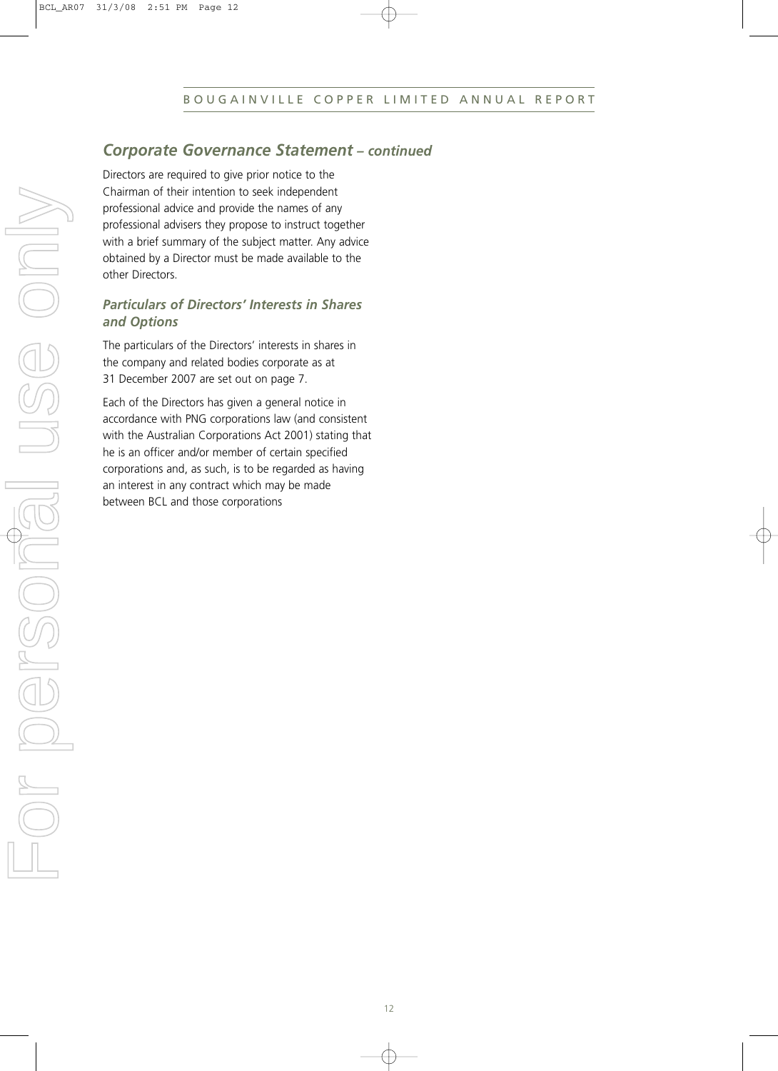## *Corporate Governance Statement – continued*

Directors are required to give prior notice to the Chairman of their intention to seek independent professional advice and provide the names of any professional advisers they propose to instruct together with a brief summary of the subject matter. Any advice obtained by a Director must be made available to the other Directors.

### *Particulars of Directors' Interests in Shares and Options*

The particulars of the Directors' interests in shares in the company and related bodies corporate as at 31 December 2007 are set out on page 7.

Each of the Directors has given a general notice in accordance with PNG corporations law (and consistent with the Australian Corporations Act 2001) stating that he is an officer and/or member of certain specified corporations and, as such, is to be regarded as having an interest in any contract which may be made between BCL and those corporations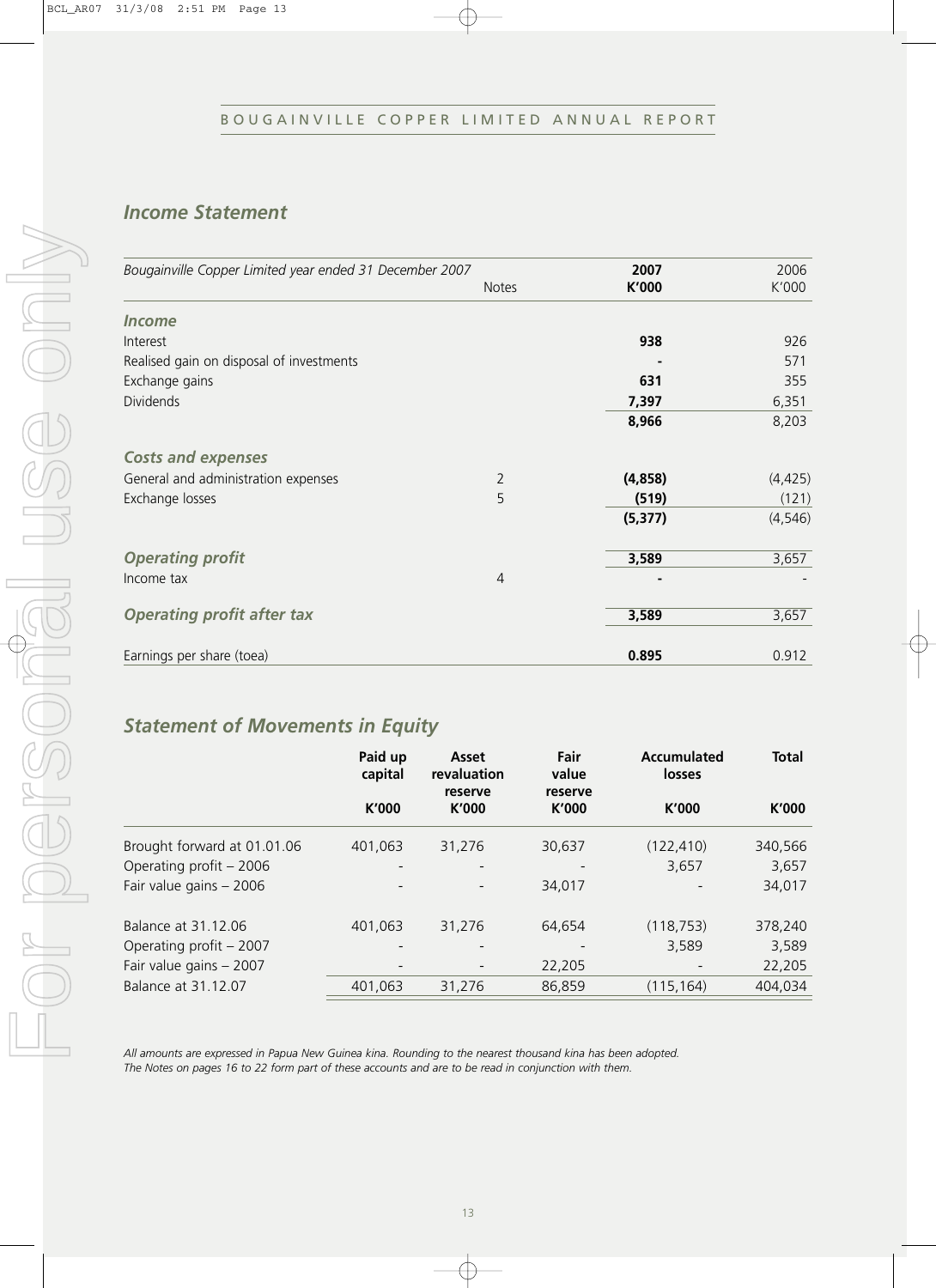## *Income Statement*

| *Bougainville Copper Limited year ended 31 December 2007* | Notes | **2007 K'000** | 2006 K'000 |
|---|---|---|---|
| ***Income*** | | | |
| Interest | | **938** | 926 |
| Realised gain on disposal of investments | | **-** | 571 |
| Exchange gains | | **631** | 355 |
| Dividends | | **7,397** | 6,351 |
| | | **8,966** | 8,203 |
| ***Costs and expenses*** | | | |
| General and administration expenses | 2 | **(4,858)** | (4,425) |
| Exchange losses | 5 | **(519)** | (121) |
| | | **(5,377)** | (4,546) |
| ***Operating profit*** | | **3,589** | 3,657 |
| Income tax | 4 | **-** | - |
| ***Operating profit after tax*** | | **3,589** | 3,657 |
| Earnings per share (toea) | | **0.895** | 0.912 |

## *Statement of Movements in Equity*

| | **Paid up capital K'000** | **Asset revaluation reserve K'000** | **Fair value reserve K'000** | **Accumulated losses K'000** | **Total K'000** |
|---|---|---|---|---|---|
| Brought forward at 01.01.06 | 401,063 | 31,276 | 30,637 | (122,410) | 340,566 |
| Operating profit – 2006 | - | - | - | 3,657 | 3,657 |
| Fair value gains – 2006 | - | - | 34,017 | - | 34,017 |
| Balance at 31.12.06 | 401,063 | 31,276 | 64,654 | (118,753) | 378,240 |
| Operating profit – 2007 | - | - | - | 3,589 | 3,589 |
| Fair value gains – 2007 | - | - | 22,205 | - | 22,205 |
| Balance at 31.12.07 | 401,063 | 31,276 | 86,859 | (115,164) | 404,034 |

*All amounts are expressed in Papua New Guinea kina. Rounding to the nearest thousand kina has been adopted.*
*The Notes on pages 16 to 22 form part of these accounts and are to be read in conjunction with them.*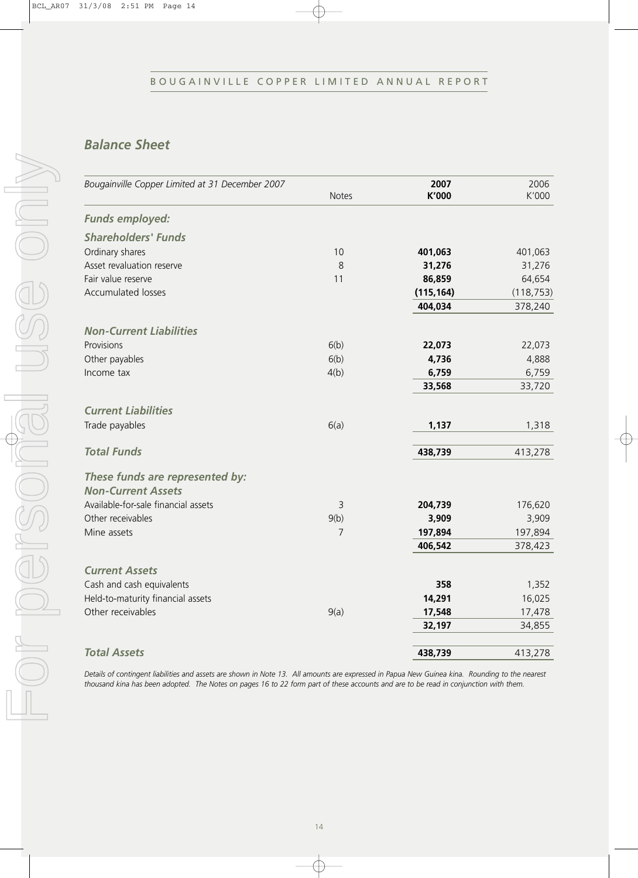## Balance Sheet

| Bougainville Copper Limited at 31 December 2007 | Notes | 2007 K'000 | 2006 K'000 |
|---|---|---|---|
| ***Funds employed:*** | | | |
| ***Shareholders' Funds*** | | | |
| Ordinary shares | 10 | **401,063** | 401,063 |
| Asset revaluation reserve | 8 | **31,276** | 31,276 |
| Fair value reserve | 11 | **86,859** | 64,654 |
| Accumulated losses | | **(115,164)** | (118,753) |
| | | **404,034** | 378,240 |
| ***Non-Current Liabilities*** | | | |
| Provisions | 6(b) | **22,073** | 22,073 |
| Other payables | 6(b) | **4,736** | 4,888 |
| Income tax | 4(b) | **6,759** | 6,759 |
| | | **33,568** | 33,720 |
| ***Current Liabilities*** | | | |
| Trade payables | 6(a) | **1,137** | 1,318 |
| ***Total Funds*** | | **438,739** | 413,278 |
| ***These funds are represented by:*** | | | |
| ***Non-Current Assets*** | | | |
| Available-for-sale financial assets | 3 | **204,739** | 176,620 |
| Other receivables | 9(b) | **3,909** | 3,909 |
| Mine assets | 7 | **197,894** | 197,894 |
| | | **406,542** | 378,423 |
| ***Current Assets*** | | | |
| Cash and cash equivalents | | **358** | 1,352 |
| Held-to-maturity financial assets | | **14,291** | 16,025 |
| Other receivables | 9(a) | **17,548** | 17,478 |
| | | **32,197** | 34,855 |
| ***Total Assets*** | | **438,739** | 413,278 |

*Details of contingent liabilities and assets are shown in Note 13. All amounts are expressed in Papua New Guinea kina. Rounding to the nearest thousand kina has been adopted. The Notes on pages 16 to 22 form part of these accounts and are to be read in conjunction with them.*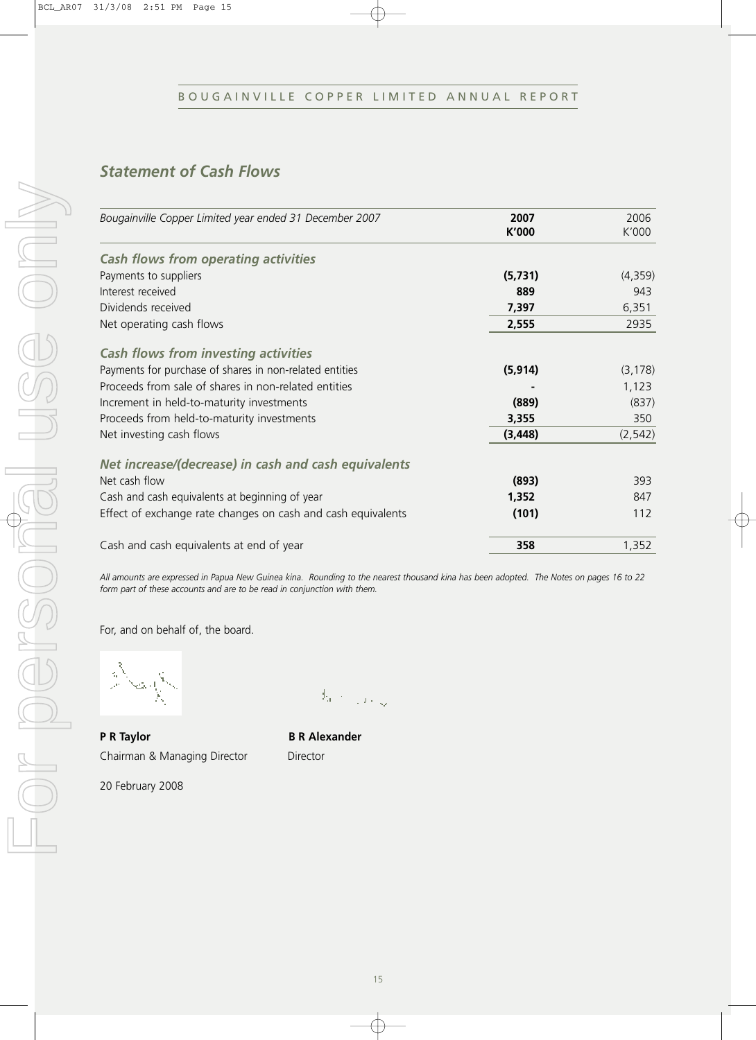## Statement of Cash Flows

| *Bougainville Copper Limited year ended 31 December 2007* | **2007 K'000** | 2006 K'000 |
|---|---|---|
| ***Cash flows from operating activities*** | | |
| Payments to suppliers | **(5,731)** | (4,359) |
| Interest received | **889** | 943 |
| Dividends received | **7,397** | 6,351 |
| Net operating cash flows | **2,555** | 2935 |
| ***Cash flows from investing activities*** | | |
| Payments for purchase of shares in non-related entities | **(5,914)** | (3,178) |
| Proceeds from sale of shares in non-related entities | **-** | 1,123 |
| Increment in held-to-maturity investments | **(889)** | (837) |
| Proceeds from held-to-maturity investments | **3,355** | 350 |
| Net investing cash flows | **(3,448)** | (2,542) |
| ***Net increase/(decrease) in cash and cash equivalents*** | | |
| Net cash flow | **(893)** | 393 |
| Cash and cash equivalents at beginning of year | **1,352** | 847 |
| Effect of exchange rate changes on cash and cash equivalents | **(101)** | 112 |
| Cash and cash equivalents at end of year | **358** | 1,352 |

*All amounts are expressed in Papua New Guinea kina. Rounding to the nearest thousand kina has been adopted. The Notes on pages 16 to 22 form part of these accounts and are to be read in conjunction with them.*

For, and on behalf of, the board.

**P R Taylor**
Chairman & Managing Director

**B R Alexander**
Director

20 February 2008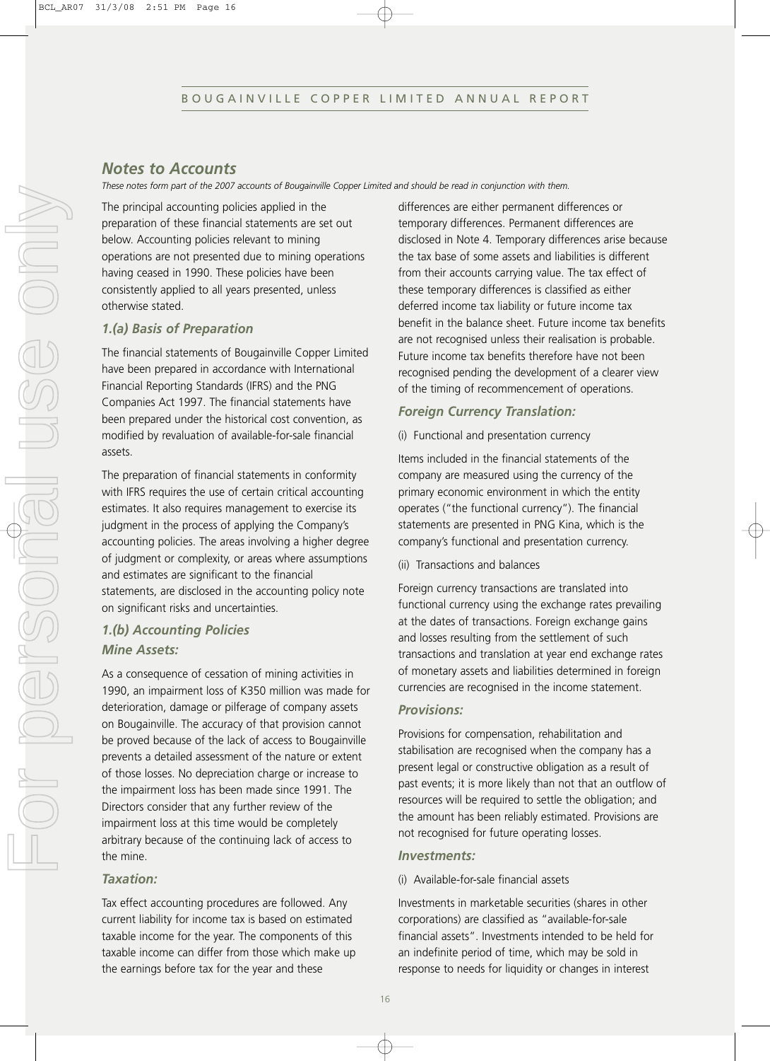## Notes to Accounts

*These notes form part of the 2007 accounts of Bougainville Copper Limited and should be read in conjunction with them.*

The principal accounting policies applied in the preparation of these financial statements are set out below. Accounting policies relevant to mining operations are not presented due to mining operations having ceased in 1990. These policies have been consistently applied to all years presented, unless otherwise stated.

### 1.(a) Basis of Preparation

The financial statements of Bougainville Copper Limited have been prepared in accordance with International Financial Reporting Standards (IFRS) and the PNG Companies Act 1997. The financial statements have been prepared under the historical cost convention, as modified by revaluation of available-for-sale financial assets.

The preparation of financial statements in conformity with IFRS requires the use of certain critical accounting estimates. It also requires management to exercise its judgment in the process of applying the Company's accounting policies. The areas involving a higher degree of judgment or complexity, or areas where assumptions and estimates are significant to the financial statements, are disclosed in the accounting policy note on significant risks and uncertainties.

### 1.(b) Accounting Policies

#### Mine Assets:

As a consequence of cessation of mining activities in 1990, an impairment loss of K350 million was made for deterioration, damage or pilferage of company assets on Bougainville. The accuracy of that provision cannot be proved because of the lack of access to Bougainville prevents a detailed assessment of the nature or extent of those losses. No depreciation charge or increase to the impairment loss has been made since 1991. The Directors consider that any further review of the impairment loss at this time would be completely arbitrary because of the continuing lack of access to the mine.

#### Taxation:

Tax effect accounting procedures are followed. Any current liability for income tax is based on estimated taxable income for the year. The components of this taxable income can differ from those which make up the earnings before tax for the year and these differences are either permanent differences or temporary differences. Permanent differences are disclosed in Note 4. Temporary differences arise because the tax base of some assets and liabilities is different from their accounts carrying value. The tax effect of these temporary differences is classified as either deferred income tax liability or future income tax benefit in the balance sheet. Future income tax benefits are not recognised unless their realisation is probable. Future income tax benefits therefore have not been recognised pending the development of a clearer view of the timing of recommencement of operations.

#### Foreign Currency Translation:

(i) Functional and presentation currency

Items included in the financial statements of the company are measured using the currency of the primary economic environment in which the entity operates ("the functional currency"). The financial statements are presented in PNG Kina, which is the company's functional and presentation currency.

(ii) Transactions and balances

Foreign currency transactions are translated into functional currency using the exchange rates prevailing at the dates of transactions. Foreign exchange gains and losses resulting from the settlement of such transactions and translation at year end exchange rates of monetary assets and liabilities determined in foreign currencies are recognised in the income statement.

#### Provisions:

Provisions for compensation, rehabilitation and stabilisation are recognised when the company has a present legal or constructive obligation as a result of past events; it is more likely than not that an outflow of resources will be required to settle the obligation; and the amount has been reliably estimated. Provisions are not recognised for future operating losses.

#### Investments:

(i) Available-for-sale financial assets

Investments in marketable securities (shares in other corporations) are classified as "available-for-sale financial assets". Investments intended to be held for an indefinite period of time, which may be sold in response to needs for liquidity or changes in interest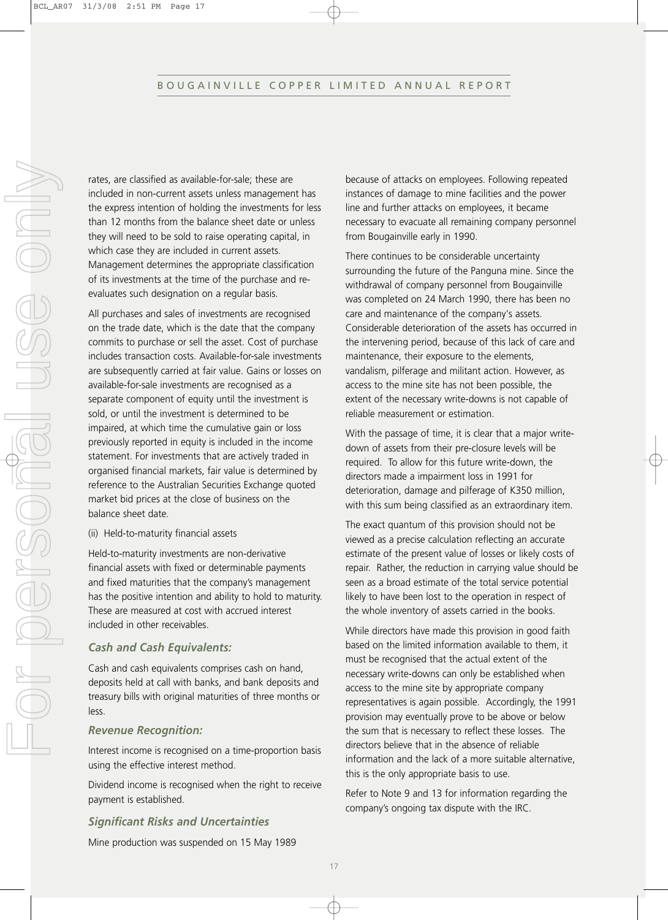rates, are classified as available-for-sale; these are included in non-current assets unless management has the express intention of holding the investments for less than 12 months from the balance sheet date or unless they will need to be sold to raise operating capital, in which case they are included in current assets. Management determines the appropriate classification of its investments at the time of the purchase and re-evaluates such designation on a regular basis.

All purchases and sales of investments are recognised on the trade date, which is the date that the company commits to purchase or sell the asset. Cost of purchase includes transaction costs. Available-for-sale investments are subsequently carried at fair value. Gains or losses on available-for-sale investments are recognised as a separate component of equity until the investment is sold, or until the investment is determined to be impaired, at which time the cumulative gain or loss previously reported in equity is included in the income statement. For investments that are actively traded in organised financial markets, fair value is determined by reference to the Australian Securities Exchange quoted market bid prices at the close of business on the balance sheet date.

(ii) Held-to-maturity financial assets

Held-to-maturity investments are non-derivative financial assets with fixed or determinable payments and fixed maturities that the company's management has the positive intention and ability to hold to maturity. These are measured at cost with accrued interest included in other receivables.

### *Cash and Cash Equivalents:*

Cash and cash equivalents comprises cash on hand, deposits held at call with banks, and bank deposits and treasury bills with original maturities of three months or less.

### *Revenue Recognition:*

Interest income is recognised on a time-proportion basis using the effective interest method.

Dividend income is recognised when the right to receive payment is established.

### *Significant Risks and Uncertainties*

Mine production was suspended on 15 May 1989 because of attacks on employees. Following repeated instances of damage to mine facilities and the power line and further attacks on employees, it became necessary to evacuate all remaining company personnel from Bougainville early in 1990.

There continues to be considerable uncertainty surrounding the future of the Panguna mine. Since the withdrawal of company personnel from Bougainville was completed on 24 March 1990, there has been no care and maintenance of the company's assets. Considerable deterioration of the assets has occurred in the intervening period, because of this lack of care and maintenance, their exposure to the elements, vandalism, pilferage and militant action. However, as access to the mine site has not been possible, the extent of the necessary write-downs is not capable of reliable measurement or estimation.

With the passage of time, it is clear that a major write-down of assets from their pre-closure levels will be required. To allow for this future write-down, the directors made a impairment loss in 1991 for deterioration, damage and pilferage of K350 million, with this sum being classified as an extraordinary item.

The exact quantum of this provision should not be viewed as a precise calculation reflecting an accurate estimate of the present value of losses or likely costs of repair. Rather, the reduction in carrying value should be seen as a broad estimate of the total service potential likely to have been lost to the operation in respect of the whole inventory of assets carried in the books.

While directors have made this provision in good faith based on the limited information available to them, it must be recognised that the actual extent of the necessary write-downs can only be established when access to the mine site by appropriate company representatives is again possible. Accordingly, the 1991 provision may eventually prove to be above or below the sum that is necessary to reflect these losses. The directors believe that in the absence of reliable information and the lack of a more suitable alternative, this is the only appropriate basis to use.

Refer to Note 9 and 13 for information regarding the company's ongoing tax dispute with the IRC.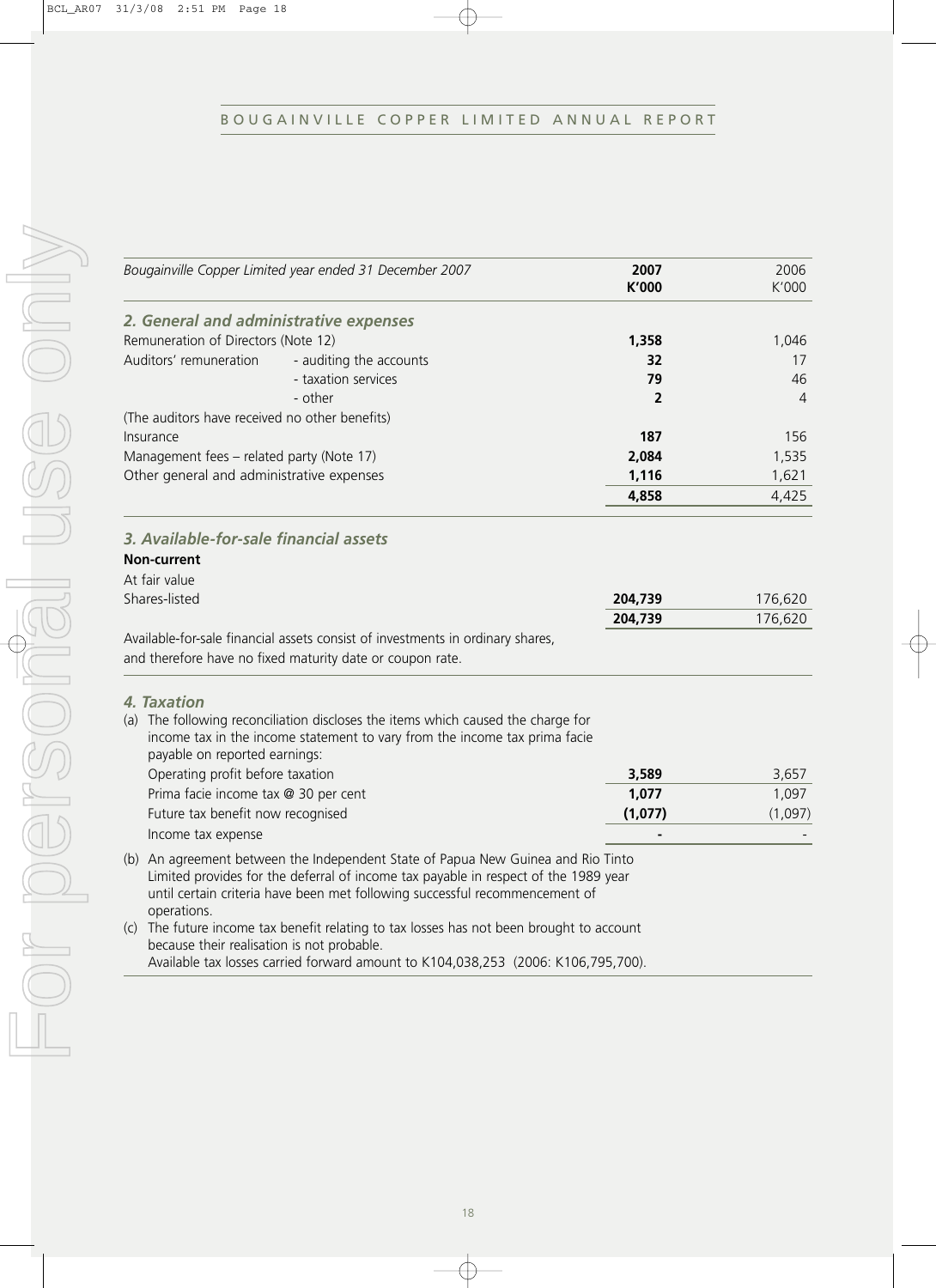| *Bougainville Copper Limited year ended 31 December 2007* | | **2007 K'000** | 2006 K'000 |
|---|---|---|---|
| ***2. General and administrative expenses*** | | | |
| Remuneration of Directors (Note 12) | | **1,358** | 1,046 |
| Auditors' remuneration | - auditing the accounts | **32** | 17 |
| | - taxation services | **79** | 46 |
| | - other | **2** | 4 |
| (The auditors have received no other benefits) | | | |
| Insurance | | **187** | 156 |
| Management fees – related party (Note 17) | | **2,084** | 1,535 |
| Other general and administrative expenses | | **1,116** | 1,621 |
| | | **4,858** | 4,425 |

### *3. Available-for-sale financial assets*

| **Non-current** | | |
|---|---|---|
| At fair value | | |
| Shares-listed | **204,739** | 176,620 |
| | **204,739** | 176,620 |

Available-for-sale financial assets consist of investments in ordinary shares, and therefore have no fixed maturity date or coupon rate.

### *4. Taxation*

(a) The following reconciliation discloses the items which caused the charge for income tax in the income statement to vary from the income tax prima facie payable on reported earnings:

| | 2007 | 2006 |
|---|---|---|
| Operating profit before taxation | **3,589** | 3,657 |
| Prima facie income tax @ 30 per cent | **1,077** | 1,097 |
| Future tax benefit now recognised | **(1,077)** | (1,097) |
| Income tax expense | **-** | - |

(b) An agreement between the Independent State of Papua New Guinea and Rio Tinto Limited provides for the deferral of income tax payable in respect of the 1989 year until certain criteria have been met following successful recommencement of operations.

(c) The future income tax benefit relating to tax losses has not been brought to account because their realisation is not probable.
Available tax losses carried forward amount to K104,038,253 (2006: K106,795,700).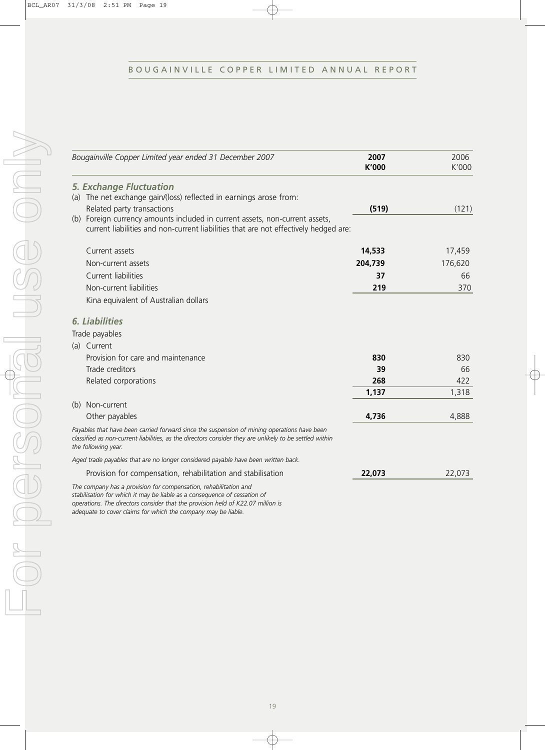| Bougainville Copper Limited year ended 31 December 2007 | 2007 K'000 | 2006 K'000 |
|---|---|---|
| ***5. Exchange Fluctuation*** | | |
| (a) The net exchange gain/(loss) reflected in earnings arose from: | | |
| Related party transactions | **(519)** | (121) |
| (b) Foreign currency amounts included in current assets, non-current assets, current liabilities and non-current liabilities that are not effectively hedged are: | | |
| Current assets | **14,533** | 17,459 |
| Non-current assets | **204,739** | 176,620 |
| Current liabilities | **37** | 66 |
| Non-current liabilities | **219** | 370 |
| Kina equivalent of Australian dollars | | |
| ***6. Liabilities*** | | |
| Trade payables | | |
| (a) Current | | |
| Provision for care and maintenance | **830** | 830 |
| Trade creditors | **39** | 66 |
| Related corporations | **268** | 422 |
| | **1,137** | 1,318 |
| (b) Non-current | | |
| Other payables | **4,736** | 4,888 |

*Payables that have been carried forward since the suspension of mining operations have been classified as non-current liabilities, as the directors consider they are unlikely to be settled within the following year.*

*Aged trade payables that are no longer considered payable have been written back.*

| | 2007 K'000 | 2006 K'000 |
|---|---|---|
| Provision for compensation, rehabilitation and stabilisation | **22,073** | 22,073 |

*The company has a provision for compensation, rehabilitation and stabilisation for which it may be liable as a consequence of cessation of operations. The directors consider that the provision held of K22.07 million is adequate to cover claims for which the company may be liable.*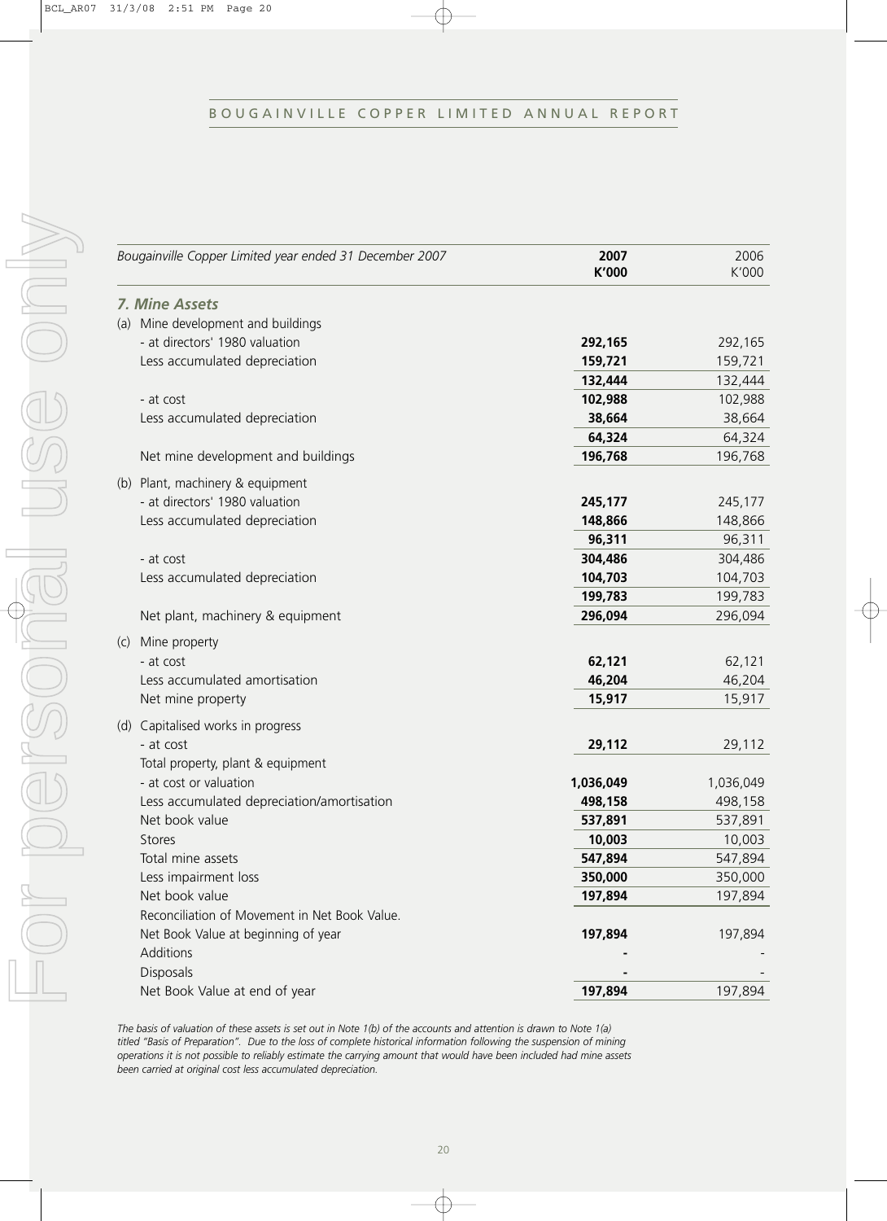| *Bougainville Copper Limited year ended 31 December 2007* | **2007 K'000** | 2006 K'000 |
|---|---|---|
| ***7. Mine Assets*** | | |
| (a) Mine development and buildings | | |
| - at directors' 1980 valuation | **292,165** | 292,165 |
| Less accumulated depreciation | **159,721** | 159,721 |
| | **132,444** | 132,444 |
| - at cost | **102,988** | 102,988 |
| Less accumulated depreciation | **38,664** | 38,664 |
| | **64,324** | 64,324 |
| Net mine development and buildings | **196,768** | 196,768 |
| (b) Plant, machinery & equipment | | |
| - at directors' 1980 valuation | **245,177** | 245,177 |
| Less accumulated depreciation | **148,866** | 148,866 |
| | **96,311** | 96,311 |
| - at cost | **304,486** | 304,486 |
| Less accumulated depreciation | **104,703** | 104,703 |
| | **199,783** | 199,783 |
| Net plant, machinery & equipment | **296,094** | 296,094 |
| (c) Mine property | | |
| - at cost | **62,121** | 62,121 |
| Less accumulated amortisation | **46,204** | 46,204 |
| Net mine property | **15,917** | 15,917 |
| (d) Capitalised works in progress | | |
| - at cost | **29,112** | 29,112 |
| Total property, plant & equipment | | |
| - at cost or valuation | **1,036,049** | 1,036,049 |
| Less accumulated depreciation/amortisation | **498,158** | 498,158 |
| Net book value | **537,891** | 537,891 |
| Stores | **10,003** | 10,003 |
| Total mine assets | **547,894** | 547,894 |
| Less impairment loss | **350,000** | 350,000 |
| Net book value | **197,894** | 197,894 |
| Reconciliation of Movement in Net Book Value. | | |
| Net Book Value at beginning of year | **197,894** | 197,894 |
| Additions | **-** | - |
| Disposals | **-** | - |
| Net Book Value at end of year | **197,894** | 197,894 |

*The basis of valuation of these assets is set out in Note 1(b) of the accounts and attention is drawn to Note 1(a) titled "Basis of Preparation". Due to the loss of complete historical information following the suspension of mining operations it is not possible to reliably estimate the carrying amount that would have been included had mine assets been carried at original cost less accumulated depreciation.*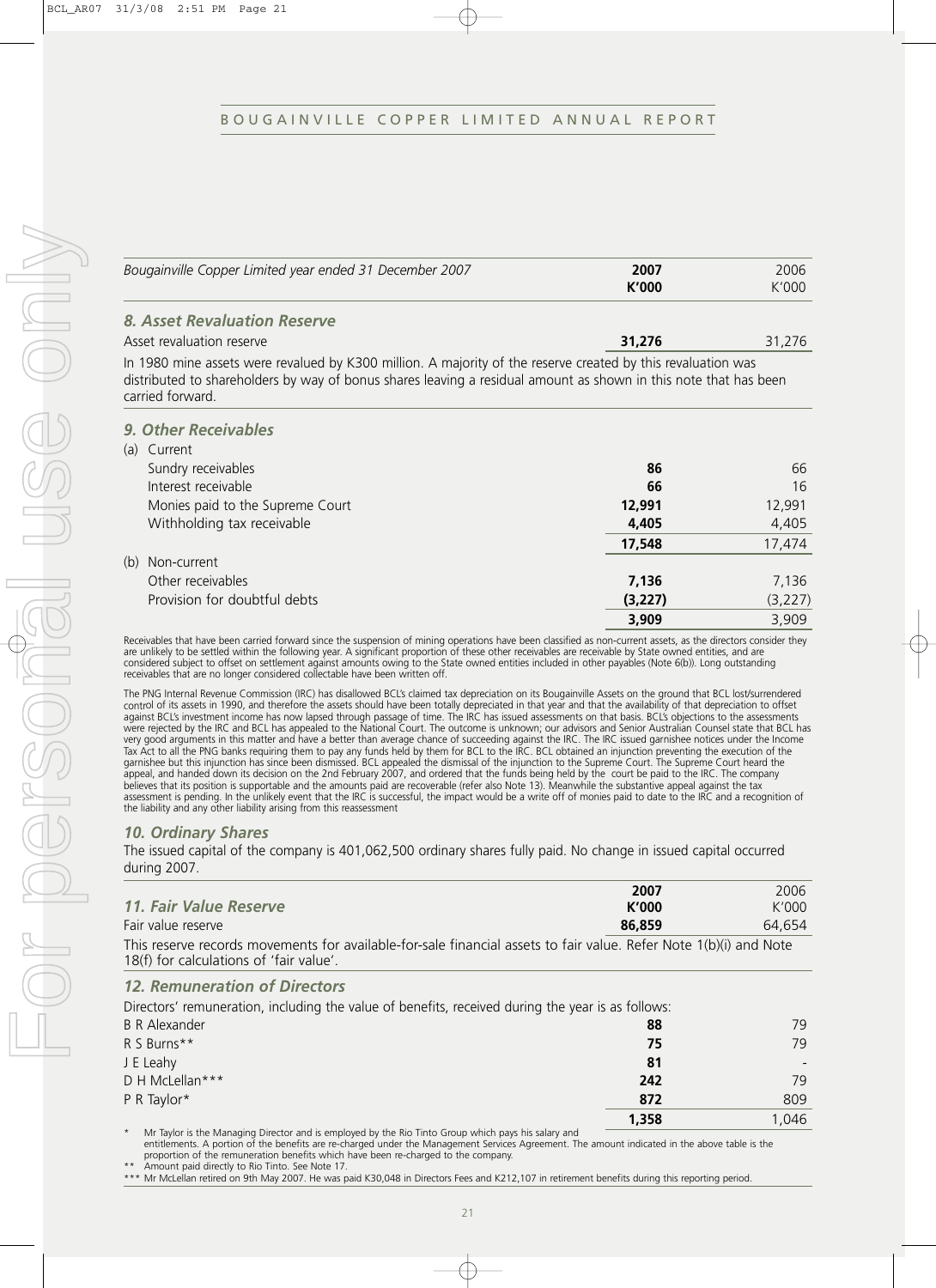| Bougainville Copper Limited year ended 31 December 2007 | 2007 K'000 | 2006 K'000 |
|---|---|---|

### 8. Asset Revaluation Reserve

| | 2007 | 2006 |
|---|---|---|
| Asset revaluation reserve | **31,276** | 31,276 |

In 1980 mine assets were revalued by K300 million. A majority of the reserve created by this revaluation was distributed to shareholders by way of bonus shares leaving a residual amount as shown in this note that has been carried forward.

### 9. Other Receivables

| | 2007 | 2006 |
|---|---|---|
| (a) Current | | |
| Sundry receivables | **86** | 66 |
| Interest receivable | **66** | 16 |
| Monies paid to the Supreme Court | **12,991** | 12,991 |
| Withholding tax receivable | **4,405** | 4,405 |
| | **17,548** | 17,474 |
| (b) Non-current | | |
| Other receivables | **7,136** | 7,136 |
| Provision for doubtful debts | **(3,227)** | (3,227) |
| | **3,909** | 3,909 |

Receivables that have been carried forward since the suspension of mining operations have been classified as non-current assets, as the directors consider they are unlikely to be settled within the following year. A significant proportion of these other receivables are receivable by State owned entities, and are considered subject to offset on settlement against amounts owing to the State owned entities included in other payables (Note 6(b)). Long outstanding receivables that are no longer considered collectable have been written off.

The PNG Internal Revenue Commission (IRC) has disallowed BCL's claimed tax depreciation on its Bougainville Assets on the ground that BCL lost/surrendered control of its assets in 1990, and therefore the assets should have been totally depreciated in that year and that the availability of that depreciation to offset against BCL's investment income has now lapsed through passage of time. The IRC has issued assessments on that basis. BCL's objections to the assessments were rejected by the IRC and BCL has appealed to the National Court. The outcome is unknown; our advisors and Senior Australian Counsel state that BCL has very good arguments in this matter and have a better than average chance of succeeding against the IRC. The IRC issued garnishee notices under the Income Tax Act to all the PNG banks requiring them to pay any funds held by them for BCL to the IRC. BCL obtained an injunction preventing the execution of the garnishee but this injunction has since been dismissed. BCL appealed the dismissal of the injunction to the Supreme Court. The Supreme Court heard the appeal, and handed down its decision on the 2nd February 2007, and ordered that the funds being held by the court be paid to the IRC. The company believes that its position is supportable and the amounts paid are recoverable (refer also Note 13). Meanwhile the substantive appeal against the tax assessment is pending. In the unlikely event that the IRC is successful, the impact would be a write off of monies paid to date to the IRC and a recognition of the liability and any other liability arising from this reassessment

### 10. Ordinary Shares

The issued capital of the company is 401,062,500 ordinary shares fully paid. No change in issued capital occurred during 2007.

### 11. Fair Value Reserve

| | 2007 K'000 | 2006 K'000 |
|---|---|---|
| Fair value reserve | **86,859** | 64,654 |

This reserve records movements for available-for-sale financial assets to fair value. Refer Note 1(b)(i) and Note 18(f) for calculations of 'fair value'.

### 12. Remuneration of Directors

Directors' remuneration, including the value of benefits, received during the year is as follows:

| | 2007 | 2006 |
|---|---|---|
| B R Alexander | **88** | 79 |
| R S Burns** | **75** | 79 |
| J E Leahy | **81** | - |
| D H McLellan*** | **242** | 79 |
| P R Taylor* | **872** | 809 |
| | **1,358** | 1,046 |

\* Mr Taylor is the Managing Director and is employed by the Rio Tinto Group which pays his salary and entitlements. A portion of the benefits are re-charged under the Management Services Agreement. The amount indicated in the above table is the proportion of the remuneration benefits which have been re-charged to the company.

\*\* Amount paid directly to Rio Tinto. See Note 17.

\*\*\* Mr McLellan retired on 9th May 2007. He was paid K30,048 in Directors Fees and K212,107 in retirement benefits during this reporting period.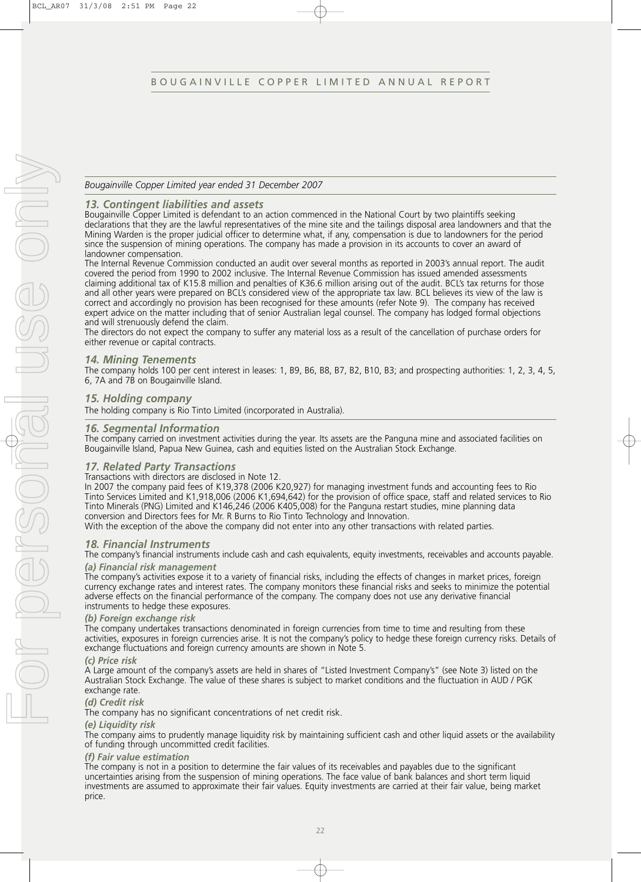*Bougainville Copper Limited year ended 31 December 2007*

### *13. Contingent liabilities and assets*

Bougainville Copper Limited is defendant to an action commenced in the National Court by two plaintiffs seeking declarations that they are the lawful representatives of the mine site and the tailings disposal area landowners and that the Mining Warden is the proper judicial officer to determine what, if any, compensation is due to landowners for the period since the suspension of mining operations. The company has made a provision in its accounts to cover an award of landowner compensation.

The Internal Revenue Commission conducted an audit over several months as reported in 2003's annual report. The audit covered the period from 1990 to 2002 inclusive. The Internal Revenue Commission has issued amended assessments claiming additional tax of K15.8 million and penalties of K36.6 million arising out of the audit. BCL's tax returns for those and all other years were prepared on BCL's considered view of the appropriate tax law. BCL believes its view of the law is correct and accordingly no provision has been recognised for these amounts (refer Note 9). The company has received expert advice on the matter including that of senior Australian legal counsel. The company has lodged formal objections and will strenuously defend the claim.

The directors do not expect the company to suffer any material loss as a result of the cancellation of purchase orders for either revenue or capital contracts.

### *14. Mining Tenements*

The company holds 100 per cent interest in leases: 1, B9, B6, B8, B7, B2, B10, B3; and prospecting authorities: 1, 2, 3, 4, 5, 6, 7A and 7B on Bougainville Island.

### *15. Holding company*

The holding company is Rio Tinto Limited (incorporated in Australia).

### *16. Segmental Information*

The company carried on investment activities during the year. Its assets are the Panguna mine and associated facilities on Bougainville Island, Papua New Guinea, cash and equities listed on the Australian Stock Exchange.

### *17. Related Party Transactions*

Transactions with directors are disclosed in Note 12.

In 2007 the company paid fees of K19,378 (2006 K20,927) for managing investment funds and accounting fees to Rio Tinto Services Limited and K1,918,006 (2006 K1,694,642) for the provision of office space, staff and related services to Rio Tinto Minerals (PNG) Limited and K146,246 (2006 K405,008) for the Panguna restart studies, mine planning data conversion and Directors fees for Mr. R Burns to Rio Tinto Technology and Innovation.

With the exception of the above the company did not enter into any other transactions with related parties.

### *18. Financial Instruments*

The company's financial instruments include cash and cash equivalents, equity investments, receivables and accounts payable.

#### *(a) Financial risk management*

The company's activities expose it to a variety of financial risks, including the effects of changes in market prices, foreign currency exchange rates and interest rates. The company monitors these financial risks and seeks to minimize the potential adverse effects on the financial performance of the company. The company does not use any derivative financial instruments to hedge these exposures.

#### *(b) Foreign exchange risk*

The company undertakes transactions denominated in foreign currencies from time to time and resulting from these activities, exposures in foreign currencies arise. It is not the company's policy to hedge these foreign currency risks. Details of exchange fluctuations and foreign currency amounts are shown in Note 5.

#### *(c) Price risk*

A Large amount of the company's assets are held in shares of "Listed Investment Company's" (see Note 3) listed on the Australian Stock Exchange. The value of these shares is subject to market conditions and the fluctuation in AUD / PGK exchange rate.

#### *(d) Credit risk*

The company has no significant concentrations of net credit risk.

#### *(e) Liquidity risk*

The company aims to prudently manage liquidity risk by maintaining sufficient cash and other liquid assets or the availability of funding through uncommitted credit facilities.

#### *(f) Fair value estimation*

The company is not in a position to determine the fair values of its receivables and payables due to the significant uncertainties arising from the suspension of mining operations. The face value of bank balances and short term liquid investments are assumed to approximate their fair values. Equity investments are carried at their fair value, being market price.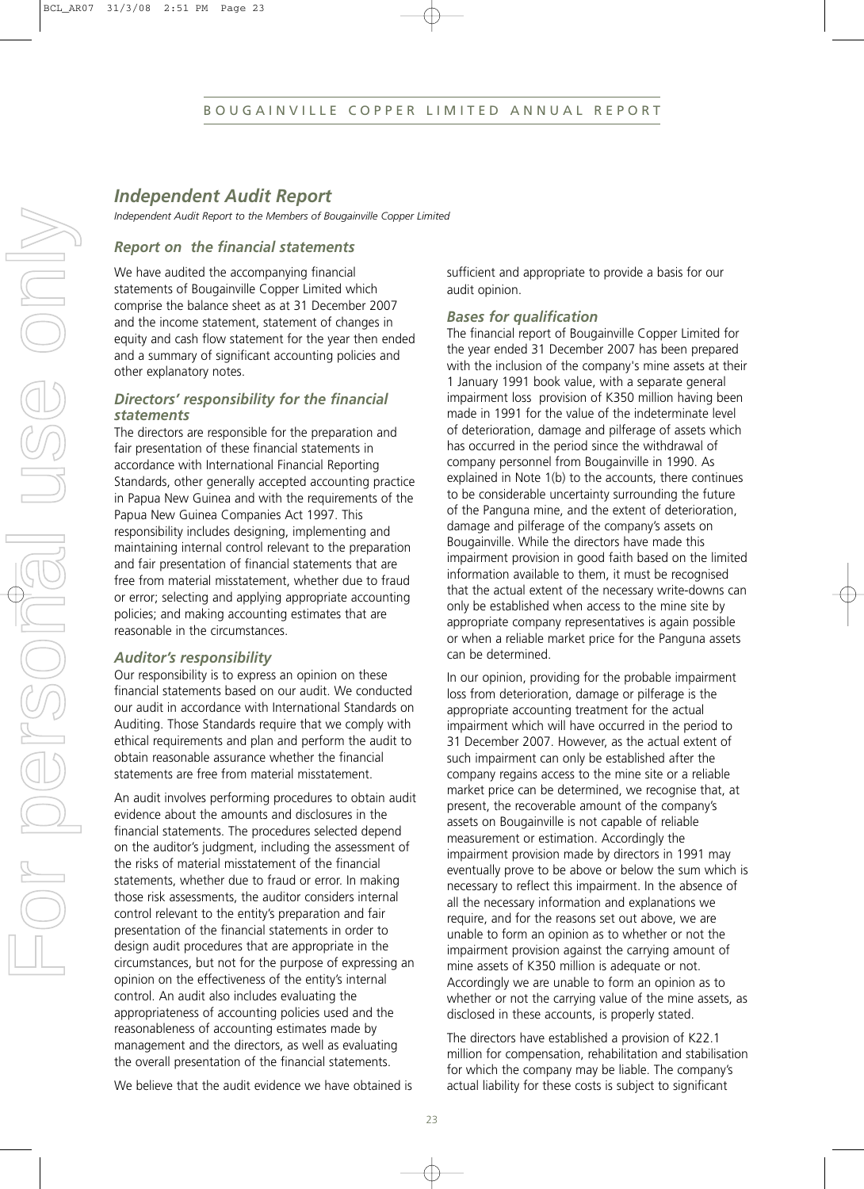# Independent Audit Report

*Independent Audit Report to the Members of Bougainville Copper Limited*

## Report on the financial statements

We have audited the accompanying financial statements of Bougainville Copper Limited which comprise the balance sheet as at 31 December 2007 and the income statement, statement of changes in equity and cash flow statement for the year then ended and a summary of significant accounting policies and other explanatory notes.

## Directors' responsibility for the financial statements

The directors are responsible for the preparation and fair presentation of these financial statements in accordance with International Financial Reporting Standards, other generally accepted accounting practice in Papua New Guinea and with the requirements of the Papua New Guinea Companies Act 1997. This responsibility includes designing, implementing and maintaining internal control relevant to the preparation and fair presentation of financial statements that are free from material misstatement, whether due to fraud or error; selecting and applying appropriate accounting policies; and making accounting estimates that are reasonable in the circumstances.

## Auditor's responsibility

Our responsibility is to express an opinion on these financial statements based on our audit. We conducted our audit in accordance with International Standards on Auditing. Those Standards require that we comply with ethical requirements and plan and perform the audit to obtain reasonable assurance whether the financial statements are free from material misstatement.

An audit involves performing procedures to obtain audit evidence about the amounts and disclosures in the financial statements. The procedures selected depend on the auditor's judgment, including the assessment of the risks of material misstatement of the financial statements, whether due to fraud or error. In making those risk assessments, the auditor considers internal control relevant to the entity's preparation and fair presentation of the financial statements in order to design audit procedures that are appropriate in the circumstances, but not for the purpose of expressing an opinion on the effectiveness of the entity's internal control. An audit also includes evaluating the appropriateness of accounting policies used and the reasonableness of accounting estimates made by management and the directors, as well as evaluating the overall presentation of the financial statements.

We believe that the audit evidence we have obtained is sufficient and appropriate to provide a basis for our audit opinion.

## Bases for qualification

The financial report of Bougainville Copper Limited for the year ended 31 December 2007 has been prepared with the inclusion of the company's mine assets at their 1 January 1991 book value, with a separate general impairment loss provision of K350 million having been made in 1991 for the value of the indeterminate level of deterioration, damage and pilferage of assets which has occurred in the period since the withdrawal of company personnel from Bougainville in 1990. As explained in Note 1(b) to the accounts, there continues to be considerable uncertainty surrounding the future of the Panguna mine, and the extent of deterioration, damage and pilferage of the company's assets on Bougainville. While the directors have made this impairment provision in good faith based on the limited information available to them, it must be recognised that the actual extent of the necessary write-downs can only be established when access to the mine site by appropriate company representatives is again possible or when a reliable market price for the Panguna assets can be determined.

In our opinion, providing for the probable impairment loss from deterioration, damage or pilferage is the appropriate accounting treatment for the actual impairment which will have occurred in the period to 31 December 2007. However, as the actual extent of such impairment can only be established after the company regains access to the mine site or a reliable market price can be determined, we recognise that, at present, the recoverable amount of the company's assets on Bougainville is not capable of reliable measurement or estimation. Accordingly the impairment provision made by directors in 1991 may eventually prove to be above or below the sum which is necessary to reflect this impairment. In the absence of all the necessary information and explanations we require, and for the reasons set out above, we are unable to form an opinion as to whether or not the impairment provision against the carrying amount of mine assets of K350 million is adequate or not. Accordingly we are unable to form an opinion as to whether or not the carrying value of the mine assets, as disclosed in these accounts, is properly stated.

The directors have established a provision of K22.1 million for compensation, rehabilitation and stabilisation for which the company may be liable. The company's actual liability for these costs is subject to significant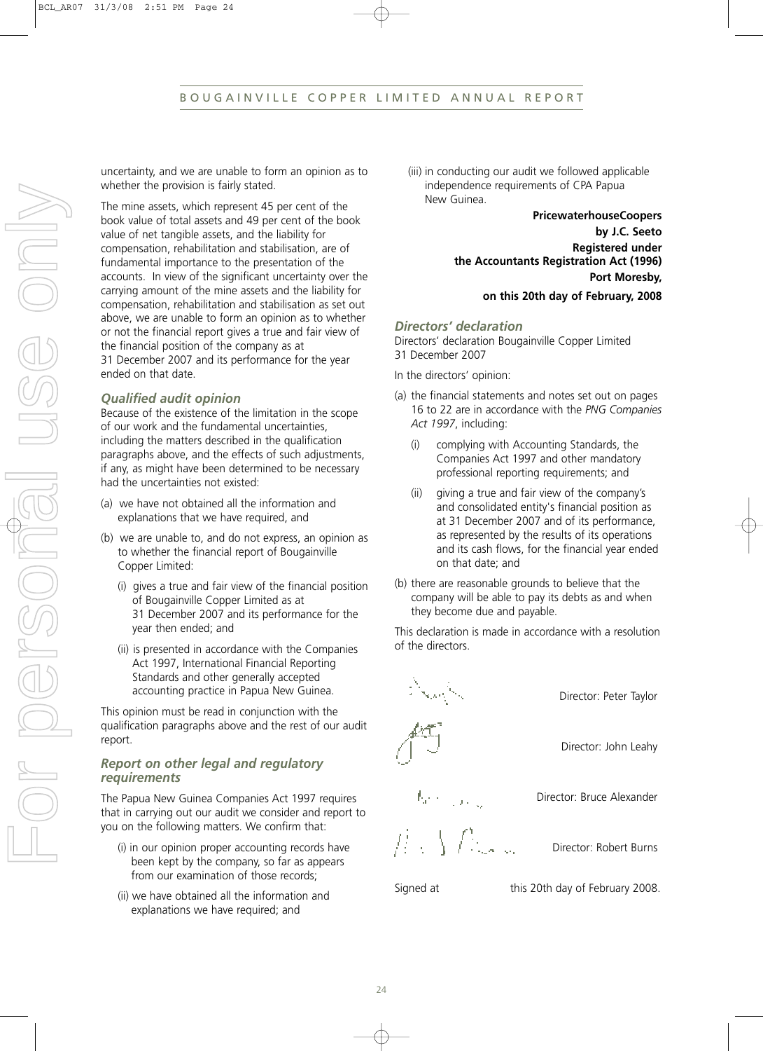uncertainty, and we are unable to form an opinion as to whether the provision is fairly stated.

The mine assets, which represent 45 per cent of the book value of total assets and 49 per cent of the book value of net tangible assets, and the liability for compensation, rehabilitation and stabilisation, are of fundamental importance to the presentation of the accounts. In view of the significant uncertainty over the carrying amount of the mine assets and the liability for compensation, rehabilitation and stabilisation as set out above, we are unable to form an opinion as to whether or not the financial report gives a true and fair view of the financial position of the company as at 31 December 2007 and its performance for the year ended on that date.

### *Qualified audit opinion*

Because of the existence of the limitation in the scope of our work and the fundamental uncertainties, including the matters described in the qualification paragraphs above, and the effects of such adjustments, if any, as might have been determined to be necessary had the uncertainties not existed:

(a) we have not obtained all the information and explanations that we have required, and

(b) we are unable to, and do not express, an opinion as to whether the financial report of Bougainville Copper Limited:

  (i) gives a true and fair view of the financial position of Bougainville Copper Limited as at 31 December 2007 and its performance for the year then ended; and

  (ii) is presented in accordance with the Companies Act 1997, International Financial Reporting Standards and other generally accepted accounting practice in Papua New Guinea.

This opinion must be read in conjunction with the qualification paragraphs above and the rest of our audit report.

### *Report on other legal and regulatory requirements*

The Papua New Guinea Companies Act 1997 requires that in carrying out our audit we consider and report to you on the following matters. We confirm that:

(i) in our opinion proper accounting records have been kept by the company, so far as appears from our examination of those records;

(ii) we have obtained all the information and explanations we have required; and

(iii) in conducting our audit we followed applicable independence requirements of CPA Papua New Guinea.

**PricewaterhouseCoopers**
**by J.C. Seeto**
**Registered under the Accountants Registration Act (1996)**
**Port Moresby,**
**on this 20th day of February, 2008**

### *Directors' declaration*

Directors' declaration Bougainville Copper Limited 31 December 2007

In the directors' opinion:

(a) the financial statements and notes set out on pages 16 to 22 are in accordance with the *PNG Companies Act 1997*, including:

  (i) complying with Accounting Standards, the Companies Act 1997 and other mandatory professional reporting requirements; and

  (ii) giving a true and fair view of the company's and consolidated entity's financial position as at 31 December 2007 and of its performance, as represented by the results of its operations and its cash flows, for the financial year ended on that date; and

(b) there are reasonable grounds to believe that the company will be able to pay its debts as and when they become due and payable.

This declaration is made in accordance with a resolution of the directors.

Director: Peter Taylor

Director: John Leahy

Director: Bruce Alexander

Director: Robert Burns

Signed at this 20th day of February 2008.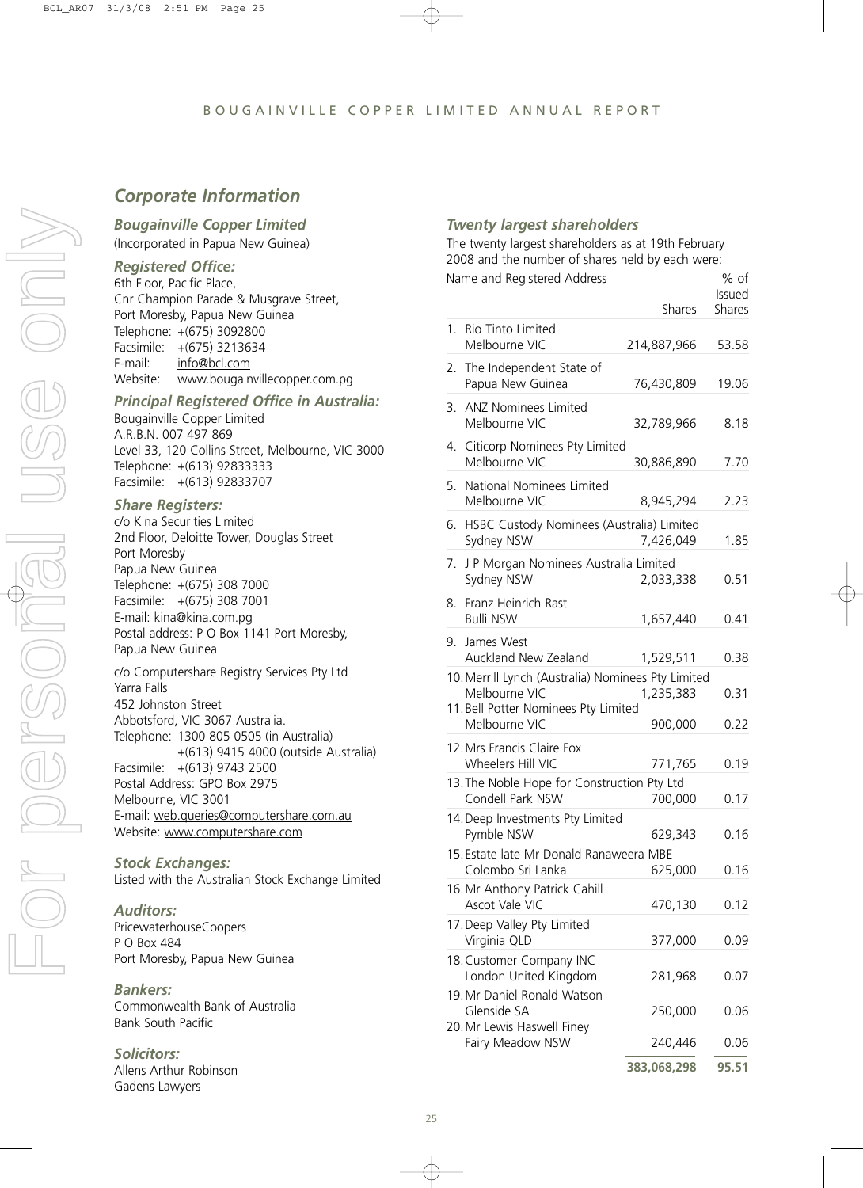## Corporate Information

### Bougainville Copper Limited

(Incorporated in Papua New Guinea)

### Registered Office:

6th Floor, Pacific Place,
Cnr Champion Parade & Musgrave Street,
Port Moresby, Papua New Guinea
Telephone: +(675) 3092800
Facsimile: +(675) 3213634
E-mail: info@bcl.com
Website: www.bougainvillecopper.com.pg

### Principal Registered Office in Australia:

Bougainville Copper Limited
A.R.B.N. 007 497 869
Level 33, 120 Collins Street, Melbourne, VIC 3000
Telephone: +(613) 92833333
Facsimile: +(613) 92833707

### Share Registers:

c/o Kina Securities Limited
2nd Floor, Deloitte Tower, Douglas Street
Port Moresby
Papua New Guinea
Telephone: +(675) 308 7000
Facsimile: +(675) 308 7001
E-mail: kina@kina.com.pg
Postal address: P O Box 1141 Port Moresby,
Papua New Guinea

c/o Computershare Registry Services Pty Ltd
Yarra Falls
452 Johnston Street
Abbotsford, VIC 3067 Australia.
Telephone: 1300 805 0505 (in Australia)
+(613) 9415 4000 (outside Australia)
Facsimile: +(613) 9743 2500
Postal Address: GPO Box 2975
Melbourne, VIC 3001
E-mail: web.queries@computershare.com.au
Website: www.computershare.com

### Stock Exchanges:

Listed with the Australian Stock Exchange Limited

### Auditors:

PricewaterhouseCoopers
P O Box 484
Port Moresby, Papua New Guinea

### Bankers:

Commonwealth Bank of Australia
Bank South Pacific

### Solicitors:

Allens Arthur Robinson
Gadens Lawyers

### Twenty largest shareholders

The twenty largest shareholders as at 19th February 2008 and the number of shares held by each were:

| Name and Registered Address | Shares | % of Issued Shares |
|---|---|---|
| 1. Rio Tinto Limited, Melbourne VIC | 214,887,966 | 53.58 |
| 2. The Independent State of Papua New Guinea | 76,430,809 | 19.06 |
| 3. ANZ Nominees Limited, Melbourne VIC | 32,789,966 | 8.18 |
| 4. Citicorp Nominees Pty Limited, Melbourne VIC | 30,886,890 | 7.70 |
| 5. National Nominees Limited, Melbourne VIC | 8,945,294 | 2.23 |
| 6. HSBC Custody Nominees (Australia) Limited, Sydney NSW | 7,426,049 | 1.85 |
| 7. J P Morgan Nominees Australia Limited, Sydney NSW | 2,033,338 | 0.51 |
| 8. Franz Heinrich Rast, Bulli NSW | 1,657,440 | 0.41 |
| 9. James West, Auckland New Zealand | 1,529,511 | 0.38 |
| 10. Merrill Lynch (Australia) Nominees Pty Limited, Melbourne VIC | 1,235,383 | 0.31 |
| 11. Bell Potter Nominees Pty Limited, Melbourne VIC | 900,000 | 0.22 |
| 12. Mrs Francis Claire Fox, Wheelers Hill VIC | 771,765 | 0.19 |
| 13. The Noble Hope for Construction Pty Ltd, Condell Park NSW | 700,000 | 0.17 |
| 14. Deep Investments Pty Limited, Pymble NSW | 629,343 | 0.16 |
| 15. Estate late Mr Donald Ranaweera MBE, Colombo Sri Lanka | 625,000 | 0.16 |
| 16. Mr Anthony Patrick Cahill, Ascot Vale VIC | 470,130 | 0.12 |
| 17. Deep Valley Pty Limited, Virginia QLD | 377,000 | 0.09 |
| 18. Customer Company INC, London United Kingdom | 281,968 | 0.07 |
| 19. Mr Daniel Ronald Watson, Glenside SA | 250,000 | 0.06 |
| 20. Mr Lewis Haswell Finey, Fairy Meadow NSW | 240,446 | 0.06 |
| | **383,068,298** | **95.51** |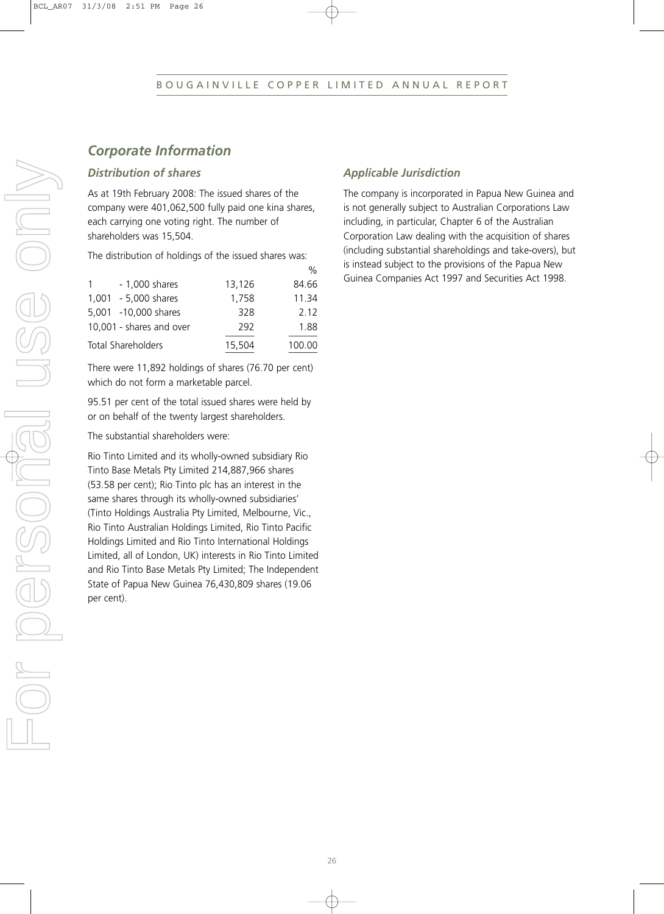## *Corporate Information*

### *Distribution of shares*

As at 19th February 2008: The issued shares of the company were 401,062,500 fully paid one kina shares, each carrying one voting right. The number of shareholders was 15,504.

The distribution of holdings of the issued shares was:

| | | % |
|---|---|---|
| 1 - 1,000 shares | 13,126 | 84.66 |
| 1,001 - 5,000 shares | 1,758 | 11.34 |
| 5,001 -10,000 shares | 328 | 2.12 |
| 10,001 - shares and over | 292 | 1.88 |
| Total Shareholders | 15,504 | 100.00 |

There were 11,892 holdings of shares (76.70 per cent) which do not form a marketable parcel.

95.51 per cent of the total issued shares were held by or on behalf of the twenty largest shareholders.

The substantial shareholders were:

Rio Tinto Limited and its wholly-owned subsidiary Rio Tinto Base Metals Pty Limited 214,887,966 shares (53.58 per cent); Rio Tinto plc has an interest in the same shares through its wholly-owned subsidiaries' (Tinto Holdings Australia Pty Limited, Melbourne, Vic., Rio Tinto Australian Holdings Limited, Rio Tinto Pacific Holdings Limited and Rio Tinto International Holdings Limited, all of London, UK) interests in Rio Tinto Limited and Rio Tinto Base Metals Pty Limited; The Independent State of Papua New Guinea 76,430,809 shares (19.06 per cent).

### *Applicable Jurisdiction*

The company is incorporated in Papua New Guinea and is not generally subject to Australian Corporations Law including, in particular, Chapter 6 of the Australian Corporation Law dealing with the acquisition of shares (including substantial shareholdings and take-overs), but is instead subject to the provisions of the Papua New Guinea Companies Act 1997 and Securities Act 1998.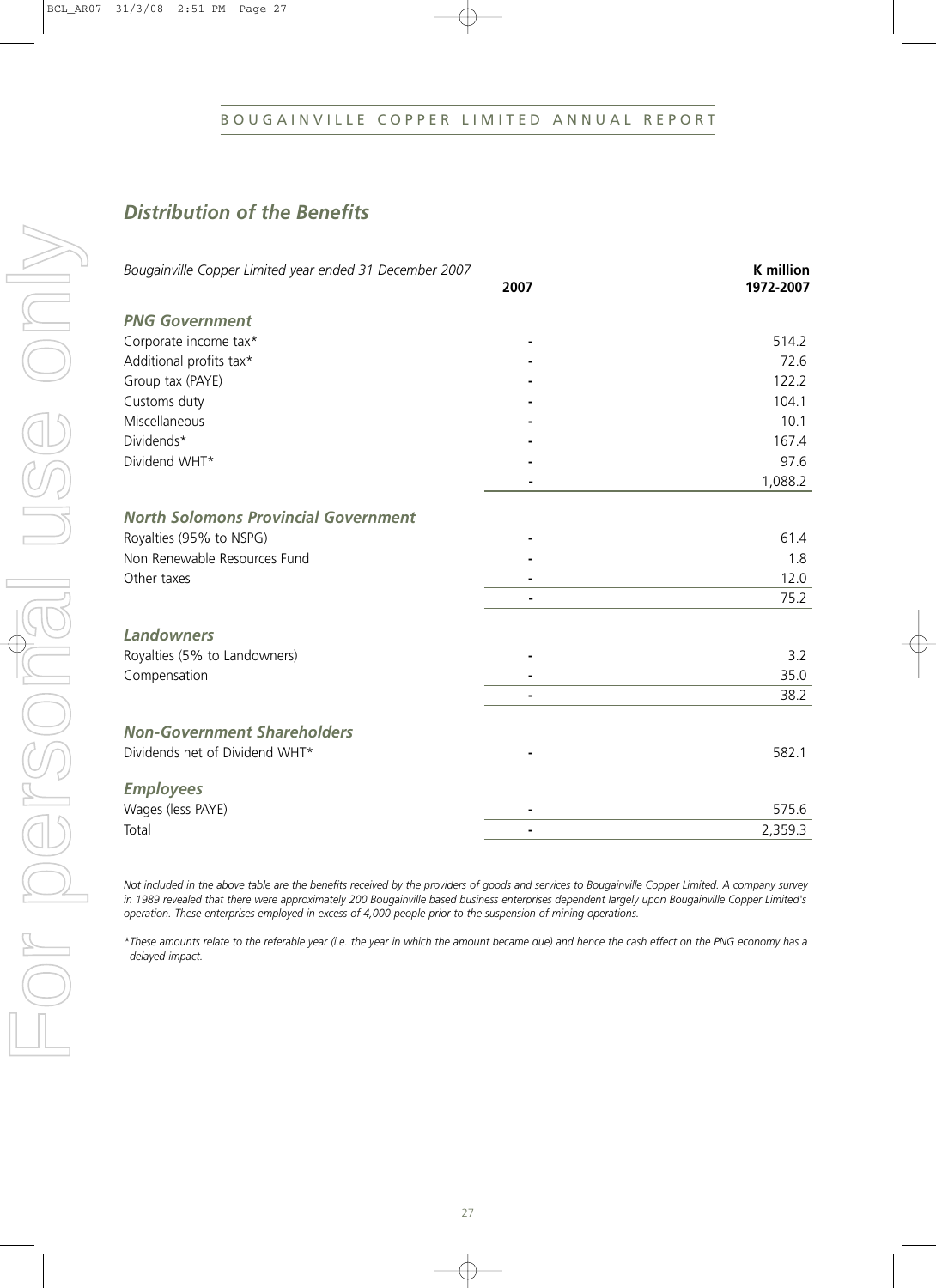## *Distribution of the Benefits*

| *Bougainville Copper Limited year ended 31 December 2007* | **2007** | **K million 1972-2007** |
|---|---|---|
| ***PNG Government*** | | |
| Corporate income tax* | - | 514.2 |
| Additional profits tax* | - | 72.6 |
| Group tax (PAYE) | - | 122.2 |
| Customs duty | - | 104.1 |
| Miscellaneous | - | 10.1 |
| Dividends* | - | 167.4 |
| Dividend WHT* | - | 97.6 |
| | - | 1,088.2 |
| ***North Solomons Provincial Government*** | | |
| Royalties (95% to NSPG) | - | 61.4 |
| Non Renewable Resources Fund | - | 1.8 |
| Other taxes | - | 12.0 |
| | - | 75.2 |
| ***Landowners*** | | |
| Royalties (5% to Landowners) | - | 3.2 |
| Compensation | - | 35.0 |
| | - | 38.2 |
| ***Non-Government Shareholders*** | | |
| Dividends net of Dividend WHT* | - | 582.1 |
| ***Employees*** | | |
| Wages (less PAYE) | - | 575.6 |
| Total | - | 2,359.3 |

*Not included in the above table are the benefits received by the providers of goods and services to Bougainville Copper Limited. A company survey in 1989 revealed that there were approximately 200 Bougainville based business enterprises dependent largely upon Bougainville Copper Limited's operation. These enterprises employed in excess of 4,000 people prior to the suspension of mining operations.*

**These amounts relate to the referable year (i.e. the year in which the amount became due) and hence the cash effect on the PNG economy has a delayed impact.*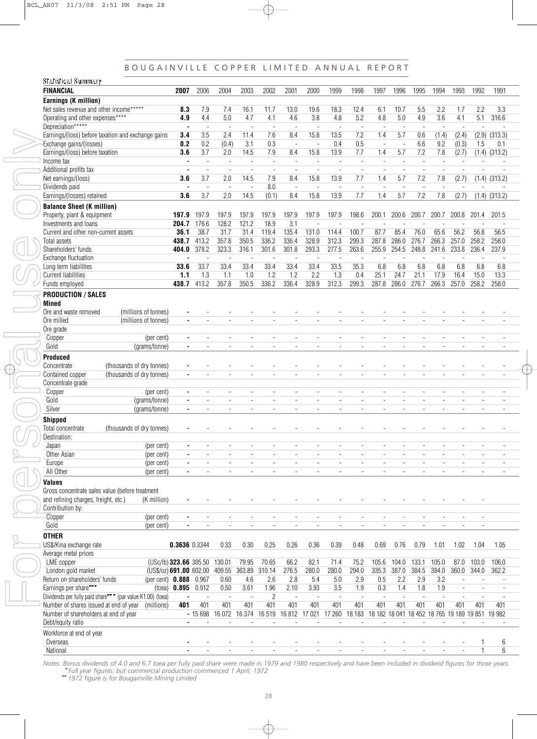## Statistical Summary

| FINANCIAL | 2007 | 2006 | 2004 | 2003 | 2002 | 2001 | 2000 | 1999 | 1998 | 1997 | 1996 | 1995 | 1994 | 1993 | 1992 | 1991 |
|---|---|---|---|---|---|---|---|---|---|---|---|---|---|---|---|---|
| **Earnings (K million)** | | | | | | | | | | | | | | | | |
| Net sales revenue and other income***** | **8.3** | 7.9 | 7.4 | 16.1 | 11.7 | 13.0 | 19.6 | 18.3 | 12.4 | 6.1 | 10.7 | 5.5 | 2.2 | 1.7 | 2.2 | 3.3 |
| Operating and other expenses**** | **4.9** | 4.4 | 5.0 | 4.7 | 4.1 | 4.6 | 3.8 | 4.8 | 5.2 | 4.8 | 5.0 | 4.9 | 3.6 | 4.1 | 5.1 | 316.6 |
| Depreciation***** | **-** | - | - | - | - | - | - | - | - | - | - | - | - | - | - | - |
| Earnings/(loss) before taxation and exchange gains | **3.4** | 3.5 | 2.4 | 11.4 | 7.6 | 8.4 | 15.8 | 13.5 | 7.2 | 1.4 | 5.7 | 0.6 | (1.4) | (2.4) | (2.9) | (313.3) |
| Exchange gains/(losses) | **0.2** | 0.2 | (0.4) | 3.1 | 0.3 | - | - | 0.4 | 0.5 | - | - | 6.6 | 9.2 | (0.3) | 1.5 | 0.1 |
| Earnings/(loss) before taxation | **3.6** | 3.7 | 2.0 | 14.5 | 7.9 | 8.4 | 15.8 | 13.9 | 7.7 | 1.4 | 5.7 | 7.2 | 7.8 | (2.7) | (1.4) | (313.2) |
| Income tax | **-** | - | - | - | - | - | - | - | - | - | - | - | - | - | - | - |
| Additional profits tax | **-** | - | - | - | - | - | - | - | - | - | - | - | - | - | - | - |
| Net earnings/(loss) | **3.6** | 3.7 | 2.0 | 14.5 | 7.9 | 8.4 | 15.8 | 13.9 | 7.7 | 1.4 | 5.7 | 7.2 | 7.8 | (2.7) | (1.4) | (313.2) |
| Dividends paid | **-** | - | - | - | 8.0 | - | - | - | - | - | - | - | - | - | - | - |
| Earnings/(losses) retained | **3.6** | 3.7 | 2.0 | 14.5 | (0.1) | 8.4 | 15.8 | 13.9 | 7.7 | 1.4 | 5.7 | 7.2 | 7.8 | (2.7) | (1.4) | (313.2) |
| **Balance Sheet (K million)** | | | | | | | | | | | | | | | | |
| Property, plant & equipment | **197.9** | 197.9 | 197.9 | 197.9 | 197.9 | 197.9 | 197.9 | 197.9 | 198.6 | 200.1 | 200.6 | 200.7 | 200.7 | 200.8 | 201.4 | 201.5 |
| Investments and loans | **204.7** | 176.6 | 128.2 | 121.2 | 18.9 | 3.1 | - | - | - | - | - | - | - | - | - | - |
| Current and other non-current assets | **36.1** | 38.7 | 31.7 | 31.4 | 119.4 | 135.4 | 131.0 | 114.4 | 100.7 | 87.7 | 85.4 | 76.0 | 65.6 | 56.2 | 56.8 | 56.5 |
| Total assets | **438.7** | 413.2 | 357.8 | 350.5 | 336.2 | 336.4 | 328.9 | 312.3 | 299.3 | 287.8 | 286.0 | 276.7 | 266.3 | 257.0 | 258.2 | 258.0 |
| Shareholders' funds | **404.0** | 378.2 | 323.3 | 316.1 | 301.6 | 301.8 | 293.3 | 277.5 | 263.6 | 255.9 | 254.5 | 248.8 | 241.6 | 233.8 | 236.4 | 237.9 |
| Exchange fluctuation | **-** | - | - | - | - | - | - | - | - | - | - | - | - | - | - | - |
| Long term liabilities | **33.6** | 33.7 | 33.4 | 33.4 | 33.4 | 33.4 | 33.4 | 33.5 | 35.3 | 6.8 | 6.8 | 6.8 | 6.8 | 6.8 | 6.8 | 6.8 |
| Current liabilities | **1.1** | 1.3 | 1.1 | 1.0 | 1.2 | 1.2 | 2.2 | 1.3 | 0.4 | 25.1 | 24.7 | 21.1 | 17.9 | 16.4 | 15.0 | 13.3 |
| Funds employed | **438.7** | 413.2 | 357.8 | 350.5 | 336.2 | 336.4 | 328.9 | 312.3 | 299.3 | 287.8 | 286.0 | 276.7 | 266.3 | 257.0 | 258.2 | 258.0 |
| **PRODUCTION / SALES** | | | | | | | | | | | | | | | | |
| **Mined** | | | | | | | | | | | | | | | | |
| Ore and waste removed (millions of tonnes) | **-** | - | - | - | - | - | - | - | - | - | - | - | - | - | - | - |
| Ore milled (millions of tonnes) | **-** | - | - | - | - | - | - | - | - | - | - | - | - | - | - | - |
| Ore grade | | | | | | | | | | | | | | | | |
| Copper (per cent) | **-** | - | - | - | - | - | - | - | - | - | - | - | - | - | - | - |
| Gold (grams/tonne) | **-** | - | - | - | - | - | - | - | - | - | - | - | - | - | - | - |
| **Produced** | | | | | | | | | | | | | | | | |
| Concentrate (thousands of dry tonnes) | **-** | - | - | - | - | - | - | - | - | - | - | - | - | - | - | - |
| Contained copper (thousands of dry tonnes) | **-** | - | - | - | - | - | - | - | - | - | - | - | - | - | - | - |
| Concentrate grade | | | | | | | | | | | | | | | | |
| Copper (per cent) | **-** | - | - | - | - | - | - | - | - | - | - | - | - | - | - | - |
| Gold (grams/tonne) | **-** | - | - | - | - | - | - | - | - | - | - | - | - | - | - | - |
| Silver (grams/tonne) | **-** | - | - | - | - | - | - | - | - | - | - | - | - | - | - | - |
| **Shipped** | | | | | | | | | | | | | | | | |
| Total concentrate (thousands of dry tonnes) | **-** | - | - | - | - | - | - | - | - | - | - | - | - | - | - | - |
| Destination: | | | | | | | | | | | | | | | | |
| Japan (per cent) | **-** | - | - | - | - | - | - | - | - | - | - | - | - | - | - | - |
| Other Asian (per cent) | **-** | - | - | - | - | - | - | - | - | - | - | - | - | - | - | - |
| Europe (per cent) | **-** | - | - | - | - | - | - | - | - | - | - | - | - | - | - | - |
| All Other (per cent) | **-** | - | - | - | - | - | - | - | - | - | - | - | - | - | - | - |
| **Values** | | | | | | | | | | | | | | | | |
| Gross concentrate sales value (before treatment and refining charges, freight, etc.) (K million) | **-** | - | - | - | - | - | - | - | - | - | - | - | - | - | - | - |
| Contribution by: | | | | | | | | | | | | | | | | |
| Copper (per cent) | **-** | - | - | - | - | - | - | - | - | - | - | - | - | - | - | - |
| Gold (per cent) | **-** | - | - | - | - | - | - | - | - | - | - | - | - | - | - | - |
| **OTHER** | | | | | | | | | | | | | | | | |
| US$/Kina exchange rate | **0.3636** | 0.3344 | 0.33 | 0.30 | 0.25 | 0.26 | 0.36 | 0.39 | 0.48 | 0.69 | 0.76 | 0.79 | 1.01 | 1.02 | 1.04 | 1.05 |
| Average metal prices | | | | | | | | | | | | | | | | |
| LME copper (USc/lb) | **323.66** | 305.50 | 130.01 | 79.95 | 70.65 | 66.2 | 82.1 | 71.4 | 75.2 | 105.6 | 104.0 | 133.1 | 105.0 | 87.0 | 103.0 | 106.0 |
| London gold market (US$/oz) | **691.00** | 602.00 | 409.55 | 363.89 | 310.14 | 276.5 | 280.0 | 280.0 | 294.0 | 335.3 | 387.0 | 384.5 | 384.0 | 360.0 | 344.0 | 362.2 |
| Return on shareholders' funds (per cent) | **0.888** | 0.967 | 0.60 | 4.6 | 2.6 | 2.8 | 5.4 | 5.0 | 2.9 | 0.5 | 2.2 | 2.9 | 3.2 | - | - | - |
| Earnings per share*** (toea) | **0.895** | 0.912 | 0.50 | 3.61 | 1.96 | 2.10 | 3.93 | 3.5 | 1.9 | 0.3 | 1.4 | 1.8 | 1.9 | - | - | - |
| Dividends per fully paid share*** (par value K1.00) (toea) | **-** | - | - | - | 2 | - | - | - | - | - | - | - | - | - | - | - |
| Number of shares issued at end of year (millions) | **401** | 401 | 401 | 401 | 401 | 401 | 401 | 401 | 401 | 401 | 401 | 401 | 401 | 401 | 401 | 401 |
| Number of shareholders at end of year | **-** | 15 698 | 16 072 | 16 374 | 16 519 | 16 812 | 17 021 | 17 260 | 18 183 | 18 182 | 18 041 | 18 452 | 18 765 | 19 189 | 19 851 | 19 982 |
| Debt/equity ratio | **-** | - | - | - | - | - | - | - | - | - | - | - | - | - | - | - |
| Workforce at end of year | | | | | | | | | | | | | | | | |
| Overseas | **-** | - | - | - | - | - | - | - | - | - | - | - | - | - | 1 | 6 |
| National | **-** | - | - | - | - | - | - | - | - | - | - | - | - | - | 1 | 6 |

*Notes: Bonus dividends of 4.0 and 6.7 toea per fully paid share were made in 1979 and 1980 respectively and have been included in dividend figures for those years.*
*\* Full year figures: but commercial production commenced 1 April, 1972*
*\*\* 1972 figure is for Bougainville Mining Limited*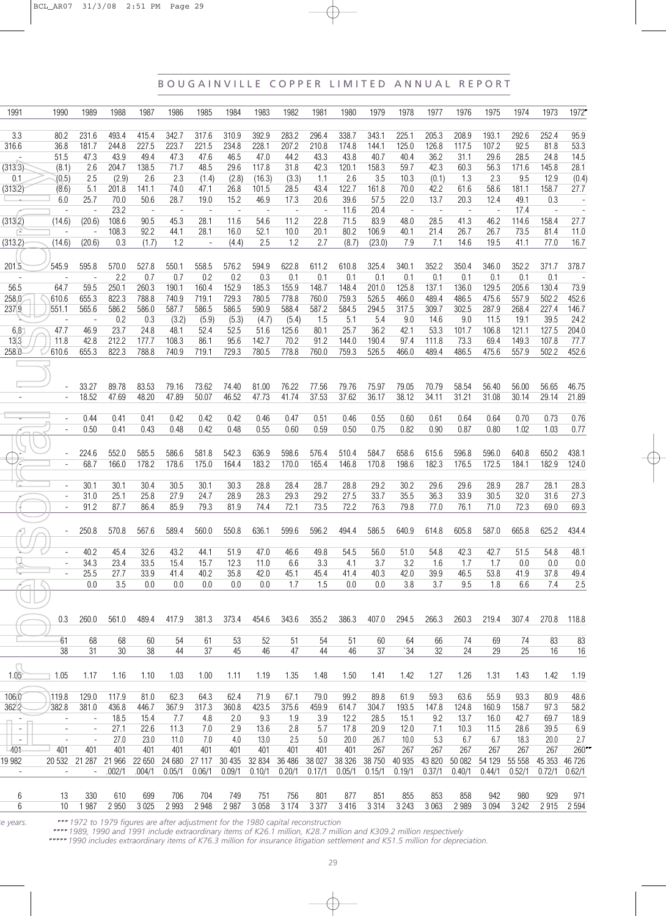# BOUGAINVILLE COPPER LIMITED ANNUAL REPORT

| 1991 | 1990 | 1989 | 1988 | 1987 | 1986 | 1985 | 1984 | 1983 | 1982 | 1981 | 1980 | 1979 | 1978 | 1977 | 1976 | 1975 | 1974 | 1973 | 1972 |
|---|---|---|---|---|---|---|---|---|---|---|---|---|---|---|---|---|---|---|---|
| 3.3 | 80.2 | 231.6 | 493.4 | 415.4 | 342.7 | 317.6 | 310.9 | 392.9 | 283.2 | 296.4 | 338.7 | 343.1 | 225.1 | 205.3 | 208.9 | 193.1 | 292.6 | 252.4 | 95.9 |
| 316.6 | 36.8 | 181.7 | 244.8 | 227.5 | 223.7 | 221.5 | 234.8 | 228.1 | 207.2 | 210.8 | 174.8 | 144.1 | 125.0 | 126.8 | 117.5 | 107.2 | 92.5 | 81.8 | 53.3 |
| - | 51.5 | 47.3 | 43.9 | 49.4 | 47.3 | 47.6 | 46.5 | 47.0 | 44.2 | 43.3 | 43.8 | 40.7 | 40.4 | 36.2 | 31.1 | 29.6 | 28.5 | 24.8 | 14.5 |
| (313.3) | (8.1) | 2.6 | 204.7 | 138.5 | 71.7 | 48.5 | 29.6 | 117.8 | 31.8 | 42.3 | 120.1 | 158.3 | 59.7 | 42.3 | 60.3 | 56.3 | 171.6 | 145.8 | 28.1 |
| 0.1 | (0.5) | 2.5 | (2.9) | 2.6 | 2.3 | (1.4) | (2.8) | (16.3) | (3.3) | 1.1 | 2.6 | 3.5 | 10.3 | (0.1) | 1.3 | 2.3 | 9.5 | 12.9 | (0.4) |
| (313.2) | (8.6) | 5.1 | 201.8 | 141.1 | 74.0 | 47.1 | 26.8 | 101.5 | 28.5 | 43.4 | 122.7 | 161.8 | 70.0 | 42.2 | 61.6 | 58.6 | 181.1 | 158.7 | 27.7 |
| - | 6.0 | 25.7 | 70.0 | 50.6 | 28.7 | 19.0 | 15.2 | 46.9 | 17.3 | 20.6 | 39.6 | 57.5 | 22.0 | 13.7 | 20.3 | 12.4 | 49.1 | 0.3 | - |
| - | - | - | 23.2 | - | - | - | - | - | - | - | 11.6 | 20.4 | - | - | - | - | 17.4 | - | - |
| (313.2) | (14.6) | (20.6) | 108.6 | 90.5 | 45.3 | 28.1 | 11.6 | 54.6 | 11.2 | 22.8 | 71.5 | 83.9 | 48.0 | 28.5 | 41.3 | 46.2 | 114.6 | 158.4 | 27.7 |
| - | - | - | 108.3 | 92.2 | 44.1 | 28.1 | 16.0 | 52.1 | 10.0 | 20.1 | 80.2 | 106.9 | 40.1 | 21.4 | 26.7 | 26.7 | 73.5 | 81.4 | 11.0 |
| (313.2) | (14.6) | (20.6) | 0.3 | (1.7) | 1.2 | - | (4.4) | 2.5 | 1.2 | 2.7 | (8.7) | (23.0) | 7.9 | 7.1 | 14.6 | 19.5 | 41.1 | 77.0 | 16.7 |
| 201.5 | 545.9 | 595.8 | 570.0 | 527.8 | 550.1 | 558.5 | 576.2 | 594.9 | 622.8 | 611.2 | 610.8 | 325.4 | 340.1 | 352.2 | 350.4 | 346.0 | 352.2 | 371.7 | 378.7 |
| - | - | - | 2.2 | 0.7 | 0.7 | 0.2 | 0.2 | 0.3 | 0.1 | 0.1 | 0.1 | 0.1 | 0.1 | 0.1 | 0.1 | 0.1 | 0.1 | 0.1 | - |
| 56.5 | 64.7 | 59.5 | 250.1 | 260.3 | 190.1 | 160.4 | 152.9 | 185.3 | 155.9 | 148.7 | 148.4 | 201.0 | 125.8 | 137.1 | 136.0 | 129.5 | 205.6 | 130.4 | 73.9 |
| 258.0 | 610.6 | 655.3 | 822.3 | 788.8 | 740.9 | 719.1 | 729.3 | 780.5 | 778.8 | 760.0 | 759.3 | 526.5 | 466.0 | 489.4 | 486.5 | 475.6 | 557.9 | 502.2 | 452.6 |
| 237.9 | 551.1 | 565.6 | 586.2 | 586.0 | 587.7 | 586.5 | 586.5 | 590.9 | 588.4 | 587.2 | 584.5 | 294.5 | 317.5 | 309.7 | 302.5 | 287.9 | 268.4 | 227.4 | 146.7 |
| - | - | - | 0.2 | 0.3 | (3.2) | (5.9) | (5.3) | (4.7) | (5.4) | 1.5 | 5.1 | 5.4 | 9.0 | 14.6 | 9.0 | 11.5 | 19.1 | 39.5 | 24.2 |
| 6.8 | 47.7 | 46.9 | 23.7 | 24.8 | 48.1 | 52.4 | 52.5 | 51.6 | 125.6 | 80.1 | 25.7 | 36.2 | 42.1 | 53.3 | 101.7 | 106.8 | 121.1 | 127.5 | 204.0 |
| 13.3 | 11.8 | 42.8 | 212.2 | 177.7 | 108.3 | 86.1 | 95.6 | 142.7 | 70.2 | 91.2 | 144.0 | 190.4 | 97.4 | 111.8 | 73.3 | 69.4 | 149.3 | 107.8 | 77.7 |
| 258.0 | 610.6 | 655.3 | 822.3 | 788.8 | 740.9 | 719.1 | 729.3 | 780.5 | 778.8 | 760.0 | 759.3 | 526.5 | 466.0 | 489.4 | 486.5 | 475.6 | 557.9 | 502.2 | 452.6 |
| - | - | 33.27 | 89.78 | 83.53 | 79.16 | 73.62 | 74.40 | 81.00 | 76.22 | 77.56 | 79.76 | 75.97 | 79.05 | 70.79 | 58.54 | 56.40 | 56.00 | 56.65 | 46.75 |
| - | - | 18.52 | 47.69 | 48.20 | 47.89 | 50.07 | 46.52 | 47.73 | 41.74 | 37.53 | 37.62 | 36.17 | 38.12 | 34.11 | 31.21 | 31.08 | 30.14 | 29.14 | 21.89 |
| - | - | 0.44 | 0.41 | 0.41 | 0.42 | 0.42 | 0.42 | 0.46 | 0.47 | 0.51 | 0.46 | 0.55 | 0.60 | 0.61 | 0.64 | 0.64 | 0.70 | 0.73 | 0.76 |
| - | - | 0.50 | 0.41 | 0.43 | 0.48 | 0.42 | 0.48 | 0.55 | 0.60 | 0.59 | 0.50 | 0.75 | 0.82 | 0.90 | 0.87 | 0.80 | 1.02 | 1.03 | 0.77 |
| - | - | 224.6 | 552.0 | 585.5 | 586.6 | 581.8 | 542.3 | 636.9 | 598.6 | 576.4 | 510.4 | 584.7 | 658.6 | 615.6 | 596.8 | 596.0 | 640.8 | 650.2 | 438.1 |
| - | - | 68.7 | 166.0 | 178.2 | 178.6 | 175.0 | 164.4 | 183.2 | 170.0 | 165.4 | 146.8 | 170.8 | 198.6 | 182.3 | 176.5 | 172.5 | 184.1 | 182.9 | 124.0 |
| - | - | 30.1 | 30.1 | 30.4 | 30.5 | 30.1 | 30.3 | 28.8 | 28.4 | 28.7 | 28.8 | 29.2 | 30.2 | 29.6 | 29.6 | 28.9 | 28.7 | 28.1 | 28.3 |
| - | - | 31.0 | 25.1 | 25.8 | 27.9 | 24.7 | 28.9 | 28.3 | 29.3 | 29.2 | 27.5 | 33.7 | 35.5 | 36.3 | 33.9 | 30.5 | 32.0 | 31.6 | 27.3 |
| - | - | 91.2 | 87.7 | 86.4 | 85.9 | 79.3 | 81.9 | 74.4 | 72.1 | 73.5 | 72.2 | 76.3 | 79.8 | 77.0 | 76.1 | 71.0 | 72.3 | 69.0 | 69.3 |
| - | - | 250.8 | 570.8 | 567.6 | 589.4 | 560.0 | 550.8 | 636.1 | 599.6 | 596.2 | 494.4 | 586.5 | 640.9 | 614.8 | 605.8 | 587.0 | 665.8 | 625.2 | 434.4 |
| - | - | 40.2 | 45.4 | 32.6 | 43.2 | 44.1 | 51.9 | 47.0 | 46.6 | 49.8 | 54.5 | 56.0 | 51.0 | 54.8 | 42.3 | 42.7 | 51.5 | 54.8 | 48.1 |
| - | - | 34.3 | 23.4 | 33.5 | 15.4 | 15.7 | 12.3 | 11.0 | 6.6 | 3.3 | 4.1 | 3.7 | 3.2 | 1.6 | 1.7 | 1.7 | 0.0 | 0.0 | 0.0 |
| - | - | 25.5 | 27.7 | 33.9 | 41.4 | 40.2 | 35.8 | 42.0 | 45.1 | 45.4 | 41.4 | 40.3 | 42.0 | 39.9 | 46.5 | 53.8 | 41.9 | 37.8 | 49.4 |
| - | | 0.0 | 3.5 | 0.0 | 0.0 | 0.0 | 0.0 | 0.0 | 1.7 | 1.5 | 0.0 | 0.0 | 3.8 | 3.7 | 9.5 | 1.8 | 6.6 | 7.4 | 2.5 |
| | 0.3 | 260.0 | 561.0 | 489.4 | 417.9 | 381.3 | 373.4 | 454.6 | 343.6 | 355.2 | 386.3 | 407.0 | 294.5 | 266.3 | 260.3 | 219.4 | 307.4 | 270.8 | 118.8 |
| | 61 | 68 | 68 | 60 | 54 | 61 | 53 | 52 | 51 | 54 | 51 | 60 | 64 | 66 | 74 | 69 | 74 | 83 | 83 |
| | 38 | 31 | 30 | 38 | 44 | 37 | 45 | 46 | 47 | 44 | 46 | 37 | `34 | 32 | 24 | 29 | 25 | 16 | 16 |
| 1.05 | 1.05 | 1.17 | 1.16 | 1.10 | 1.03 | 1.00 | 1.11 | 1.19 | 1.35 | 1.48 | 1.50 | 1.41 | 1.42 | 1.27 | 1.26 | 1.31 | 1.43 | 1.42 | 1.19 |
| 106.0 | 119.8 | 129.0 | 117.9 | 81.0 | 62.3 | 64.3 | 62.4 | 71.9 | 67.1 | 79.0 | 99.2 | 89.8 | 61.9 | 59.3 | 63.6 | 55.9 | 93.3 | 80.9 | 48.6 |
| 362.2 | 382.8 | 381.0 | 436.8 | 446.7 | 367.9 | 317.3 | 360.8 | 423.5 | 375.6 | 459.9 | 614.7 | 304.7 | 193.5 | 147.8 | 124.8 | 160.9 | 158.7 | 97.3 | 58.2 |
| - | - | - | 18.5 | 15.4 | 7.7 | 4.8 | 2.0 | 9.3 | 1.9 | 3.9 | 12.2 | 28.5 | 15.1 | 9.2 | 13.7 | 16.0 | 42.7 | 69.7 | 18.9 |
| - | - | - | 27.1 | 22.6 | 11.3 | 7.0 | 2.9 | 13.6 | 2.8 | 5.7 | 17.8 | 20.9 | 12.0 | 7.1 | 10.3 | 11.5 | 28.6 | 39.5 | 6.9 |
| - | - | - | 27.0 | 23.0 | 11.0 | 7.0 | 4.0 | 13.0 | 2.5 | 5.0 | 20.0 | 26.7 | 10.0 | 5.3 | 6.7 | 6.7 | 18.3 | 20.0 | 2.7 |
| 401 | 401 | 401 | 401 | 401 | 401 | 401 | 401 | 401 | 401 | 401 | 401 | 267 | 267 | 267 | 267 | 267 | 267 | 267 | 260 |
| 19 982 | 20 532 | 21 287 | 21 966 | 22 650 | 24 680 | 27 117 | 30 435 | 32 834 | 36 486 | 38 027 | 38 326 | 38 750 | 40 935 | 43 820 | 50 082 | 54 129 | 55 558 | 45 353 | 46 726 |
| - | - | - | .002/1 | .004/1 | 0.05/1 | 0.06/1 | 0.09/1 | 0.10/1 | 0.20/1 | 0.17/1 | 0.05/1 | 0.15/1 | 0.19/1 | 0.37/1 | 0.40/1 | 0.44/1 | 0.52/1 | 0.72/1 | 0.62/1 |
| 6 | 13 | 330 | 610 | 699 | 706 | 704 | 749 | 751 | 756 | 801 | 877 | 851 | 855 | 853 | 858 | 942 | 980 | 929 | 971 |
| 6 | 10 | 1 987 | 2 950 | 3 025 | 2 993 | 2 948 | 2 987 | 3 058 | 3 174 | 3 377 | 3 416 | 3 314 | 3 243 | 3 063 | 2 989 | 3 094 | 3 242 | 2 915 | 2 594 |

...e years.

*\*\*\* 1972 to 1979 figures are after adjustment for the 1980 capital reconstruction*

*\*\*\*\* 1989, 1990 and 1991 include extraordinary items of K26.1 million, K28.7 million and K309.2 million respectively*

*\*\*\*\*\* 1990 includes extraordinary items of K76.3 million for insurance litigation settlement and K51.5 million for depreciation.*